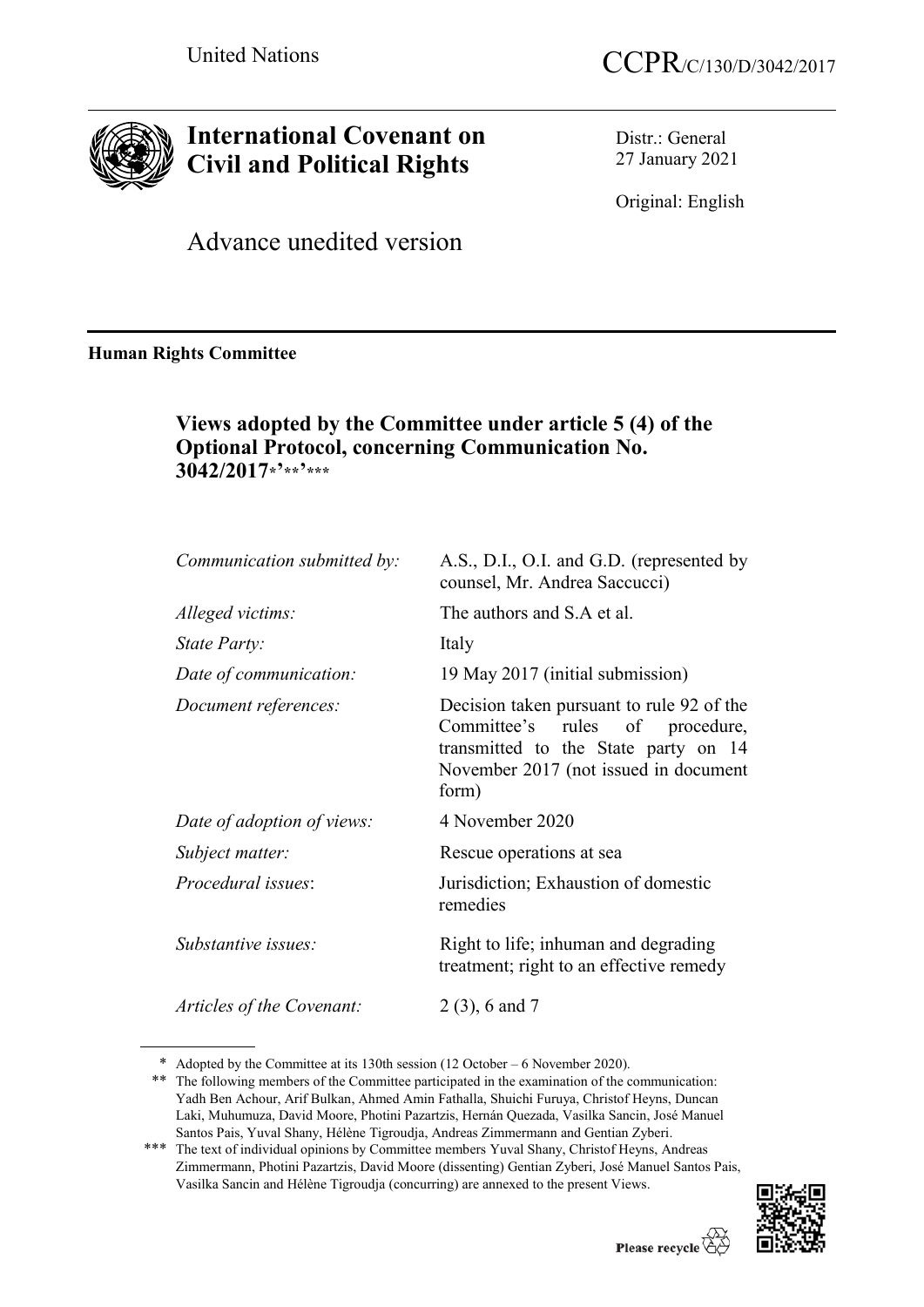United Nations

CCPR/C/130/D/3042/2017

# International Covenant on Civil and Political Rights

Distr.: General
27 January 2021

Original: English

Advance unedited version

**Human Rights Committee**

## Views adopted by the Committee under article 5 (4) of the Optional Protocol, concerning Communication No. 3042/2017*,**,***

| | |
|---|---|
| *Communication submitted by:* | A.S., D.I., O.I. and G.D. (represented by counsel, Mr. Andrea Saccucci) |
| *Alleged victims:* | The authors and S.A et al. |
| *State Party:* | Italy |
| *Date of communication:* | 19 May 2017 (initial submission) |
| *Document references:* | Decision taken pursuant to rule 92 of the Committee's rules of procedure, transmitted to the State party on 14 November 2017 (not issued in document form) |
| *Date of adoption of views:* | 4 November 2020 |
| *Subject matter:* | Rescue operations at sea |
| *Procedural issues:* | Jurisdiction; Exhaustion of domestic remedies |
| *Substantive issues:* | Right to life; inhuman and degrading treatment; right to an effective remedy |
| *Articles of the Covenant:* | 2 (3), 6 and 7 |

\* Adopted by the Committee at its 130th session (12 October – 6 November 2020).

\*\* The following members of the Committee participated in the examination of the communication: Yadh Ben Achour, Arif Bulkan, Ahmed Amin Fathalla, Shuichi Furuya, Christof Heyns, Duncan Laki, Muhumuza, David Moore, Photini Pazartzis, Hernán Quezada, Vasilka Sancin, José Manuel Santos Pais, Yuval Shany, Hélène Tigroudja, Andreas Zimmermann and Gentian Zyberi.

\*\*\* The text of individual opinions by Committee members Yuval Shany, Christof Heyns, Andreas Zimmermann, Photini Pazartzis, David Moore (dissenting) Gentian Zyberi, José Manuel Santos Pais, Vasilka Sancin and Hélène Tigroudja (concurring) are annexed to the present Views.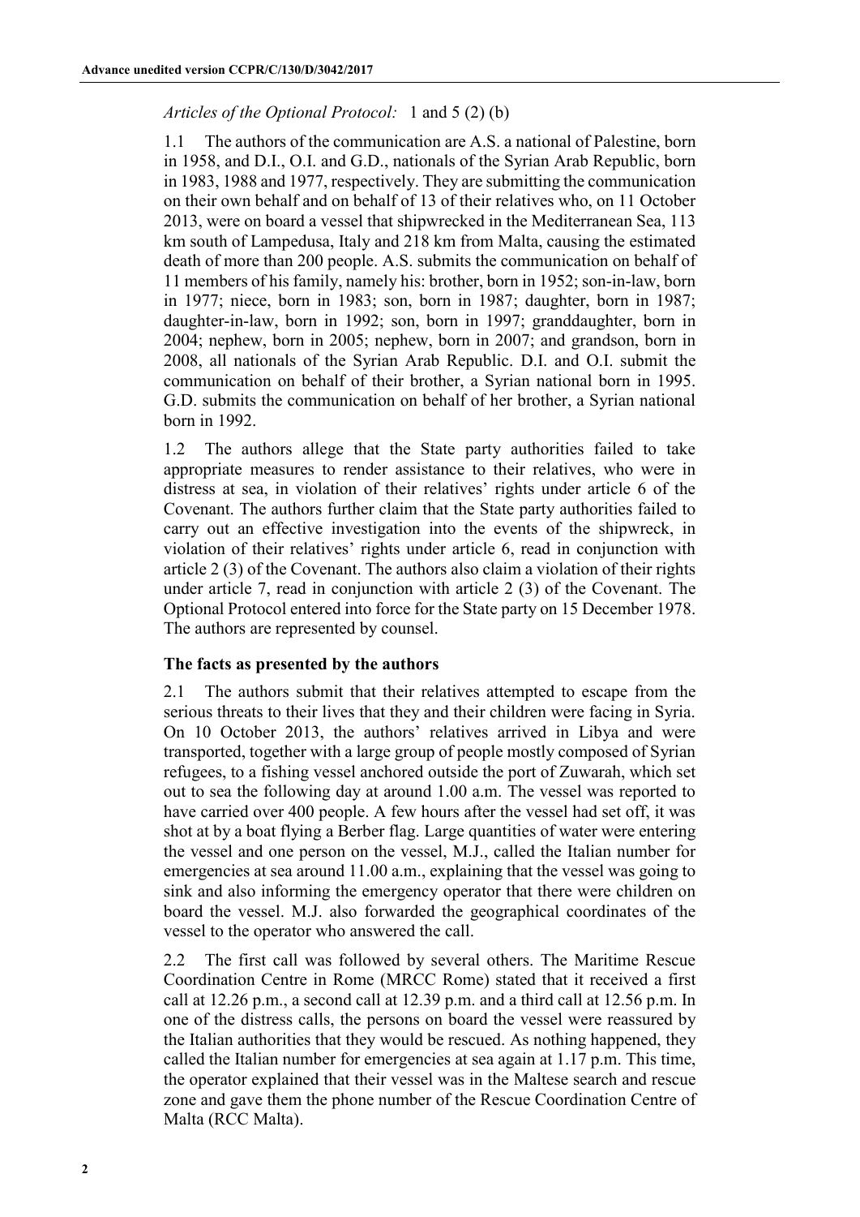*Articles of the Optional Protocol:* 1 and 5 (2) (b)

1.1 The authors of the communication are A.S. a national of Palestine, born in 1958, and D.I., O.I. and G.D., nationals of the Syrian Arab Republic, born in 1983, 1988 and 1977, respectively. They are submitting the communication on their own behalf and on behalf of 13 of their relatives who, on 11 October 2013, were on board a vessel that shipwrecked in the Mediterranean Sea, 113 km south of Lampedusa, Italy and 218 km from Malta, causing the estimated death of more than 200 people. A.S. submits the communication on behalf of 11 members of his family, namely his: brother, born in 1952; son-in-law, born in 1977; niece, born in 1983; son, born in 1987; daughter, born in 1987; daughter-in-law, born in 1992; son, born in 1997; granddaughter, born in 2004; nephew, born in 2005; nephew, born in 2007; and grandson, born in 2008, all nationals of the Syrian Arab Republic. D.I. and O.I. submit the communication on behalf of their brother, a Syrian national born in 1995. G.D. submits the communication on behalf of her brother, a Syrian national born in 1992.

1.2 The authors allege that the State party authorities failed to take appropriate measures to render assistance to their relatives, who were in distress at sea, in violation of their relatives' rights under article 6 of the Covenant. The authors further claim that the State party authorities failed to carry out an effective investigation into the events of the shipwreck, in violation of their relatives' rights under article 6, read in conjunction with article 2 (3) of the Covenant. The authors also claim a violation of their rights under article 7, read in conjunction with article 2 (3) of the Covenant. The Optional Protocol entered into force for the State party on 15 December 1978. The authors are represented by counsel.

### The facts as presented by the authors

2.1 The authors submit that their relatives attempted to escape from the serious threats to their lives that they and their children were facing in Syria. On 10 October 2013, the authors' relatives arrived in Libya and were transported, together with a large group of people mostly composed of Syrian refugees, to a fishing vessel anchored outside the port of Zuwarah, which set out to sea the following day at around 1.00 a.m. The vessel was reported to have carried over 400 people. A few hours after the vessel had set off, it was shot at by a boat flying a Berber flag. Large quantities of water were entering the vessel and one person on the vessel, M.J., called the Italian number for emergencies at sea around 11.00 a.m., explaining that the vessel was going to sink and also informing the emergency operator that there were children on board the vessel. M.J. also forwarded the geographical coordinates of the vessel to the operator who answered the call.

2.2 The first call was followed by several others. The Maritime Rescue Coordination Centre in Rome (MRCC Rome) stated that it received a first call at 12.26 p.m., a second call at 12.39 p.m. and a third call at 12.56 p.m. In one of the distress calls, the persons on board the vessel were reassured by the Italian authorities that they would be rescued. As nothing happened, they called the Italian number for emergencies at sea again at 1.17 p.m. This time, the operator explained that their vessel was in the Maltese search and rescue zone and gave them the phone number of the Rescue Coordination Centre of Malta (RCC Malta).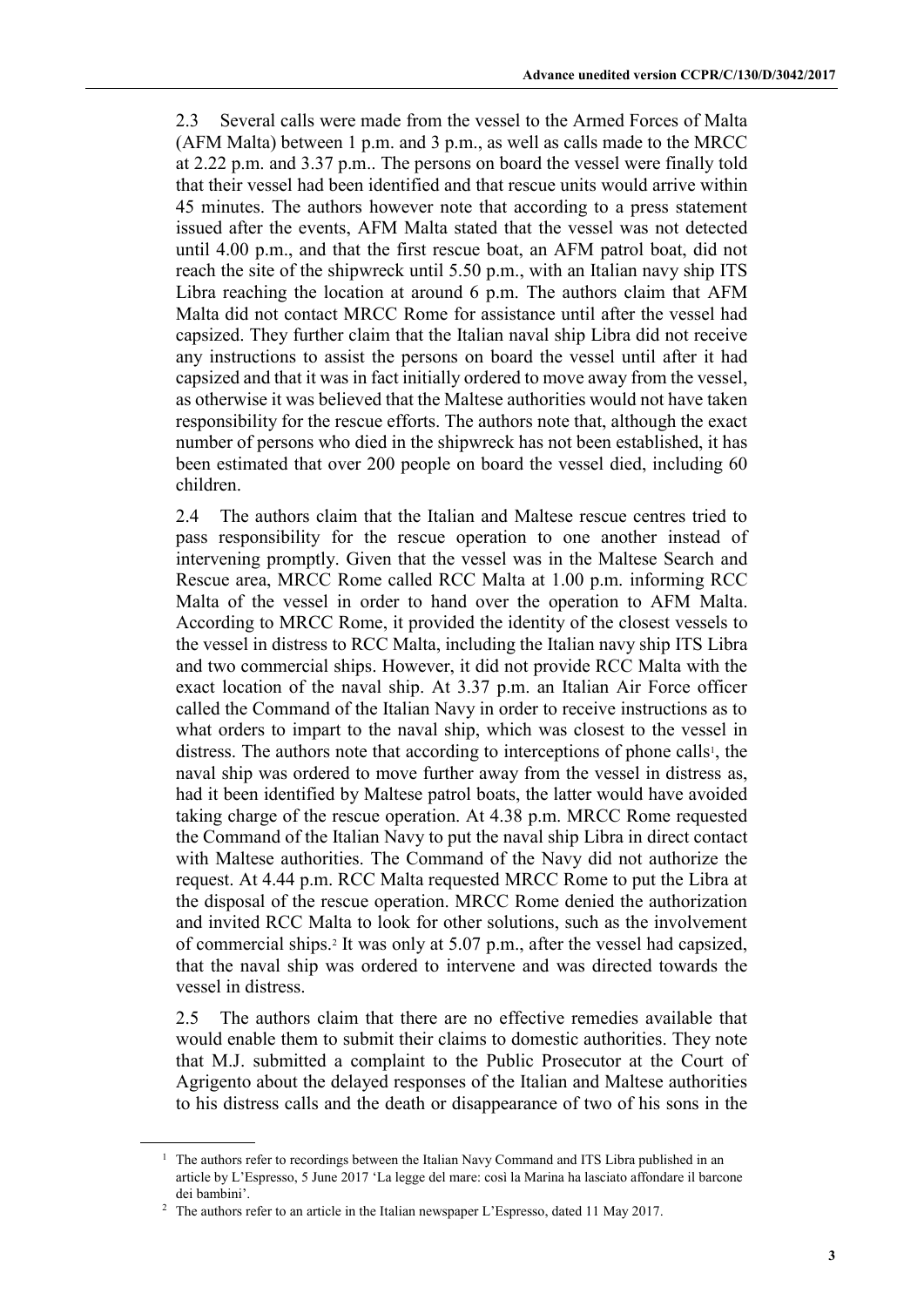2.3 Several calls were made from the vessel to the Armed Forces of Malta (AFM Malta) between 1 p.m. and 3 p.m., as well as calls made to the MRCC at 2.22 p.m. and 3.37 p.m.. The persons on board the vessel were finally told that their vessel had been identified and that rescue units would arrive within 45 minutes. The authors however note that according to a press statement issued after the events, AFM Malta stated that the vessel was not detected until 4.00 p.m., and that the first rescue boat, an AFM patrol boat, did not reach the site of the shipwreck until 5.50 p.m., with an Italian navy ship ITS Libra reaching the location at around 6 p.m. The authors claim that AFM Malta did not contact MRCC Rome for assistance until after the vessel had capsized. They further claim that the Italian naval ship Libra did not receive any instructions to assist the persons on board the vessel until after it had capsized and that it was in fact initially ordered to move away from the vessel, as otherwise it was believed that the Maltese authorities would not have taken responsibility for the rescue efforts. The authors note that, although the exact number of persons who died in the shipwreck has not been established, it has been estimated that over 200 people on board the vessel died, including 60 children.

2.4 The authors claim that the Italian and Maltese rescue centres tried to pass responsibility for the rescue operation to one another instead of intervening promptly. Given that the vessel was in the Maltese Search and Rescue area, MRCC Rome called RCC Malta at 1.00 p.m. informing RCC Malta of the vessel in order to hand over the operation to AFM Malta. According to MRCC Rome, it provided the identity of the closest vessels to the vessel in distress to RCC Malta, including the Italian navy ship ITS Libra and two commercial ships. However, it did not provide RCC Malta with the exact location of the naval ship. At 3.37 p.m. an Italian Air Force officer called the Command of the Italian Navy in order to receive instructions as to what orders to impart to the naval ship, which was closest to the vessel in distress. The authors note that according to interceptions of phone calls[1], the naval ship was ordered to move further away from the vessel in distress as, had it been identified by Maltese patrol boats, the latter would have avoided taking charge of the rescue operation. At 4.38 p.m. MRCC Rome requested the Command of the Italian Navy to put the naval ship Libra in direct contact with Maltese authorities. The Command of the Navy did not authorize the request. At 4.44 p.m. RCC Malta requested MRCC Rome to put the Libra at the disposal of the rescue operation. MRCC Rome denied the authorization and invited RCC Malta to look for other solutions, such as the involvement of commercial ships.[2] It was only at 5.07 p.m., after the vessel had capsized, that the naval ship was ordered to intervene and was directed towards the vessel in distress.

2.5 The authors claim that there are no effective remedies available that would enable them to submit their claims to domestic authorities. They note that M.J. submitted a complaint to the Public Prosecutor at the Court of Agrigento about the delayed responses of the Italian and Maltese authorities to his distress calls and the death or disappearance of two of his sons in the

---

[1] The authors refer to recordings between the Italian Navy Command and ITS Libra published in an article by L'Espresso, 5 June 2017 'La legge del mare: così la Marina ha lasciato affondare il barcone dei bambini'.

[2] The authors refer to an article in the Italian newspaper L'Espresso, dated 11 May 2017.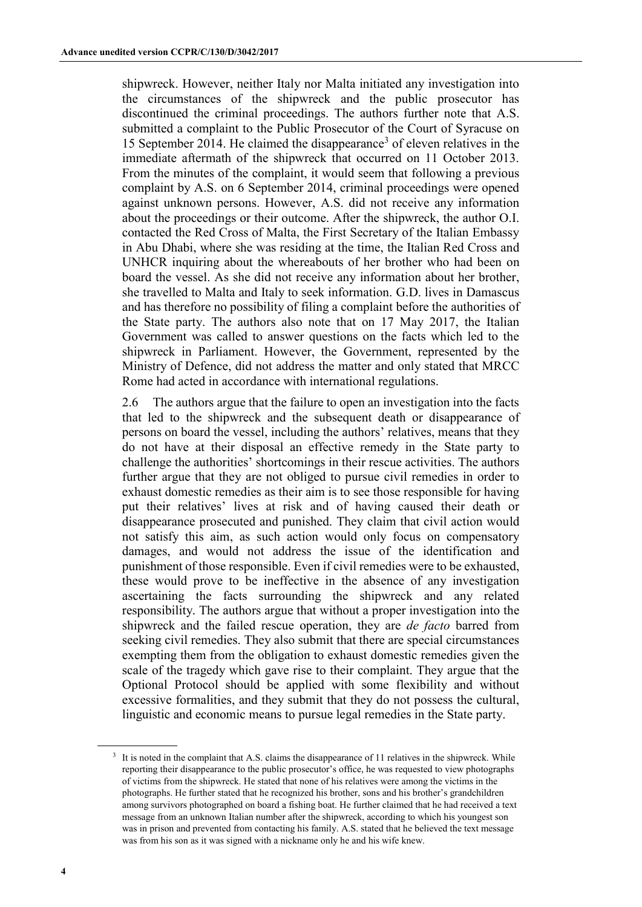shipwreck. However, neither Italy nor Malta initiated any investigation into the circumstances of the shipwreck and the public prosecutor has discontinued the criminal proceedings. The authors further note that A.S. submitted a complaint to the Public Prosecutor of the Court of Syracuse on 15 September 2014. He claimed the disappearance[3] of eleven relatives in the immediate aftermath of the shipwreck that occurred on 11 October 2013. From the minutes of the complaint, it would seem that following a previous complaint by A.S. on 6 September 2014, criminal proceedings were opened against unknown persons. However, A.S. did not receive any information about the proceedings or their outcome. After the shipwreck, the author O.I. contacted the Red Cross of Malta, the First Secretary of the Italian Embassy in Abu Dhabi, where she was residing at the time, the Italian Red Cross and UNHCR inquiring about the whereabouts of her brother who had been on board the vessel. As she did not receive any information about her brother, she travelled to Malta and Italy to seek information. G.D. lives in Damascus and has therefore no possibility of filing a complaint before the authorities of the State party. The authors also note that on 17 May 2017, the Italian Government was called to answer questions on the facts which led to the shipwreck in Parliament. However, the Government, represented by the Ministry of Defence, did not address the matter and only stated that MRCC Rome had acted in accordance with international regulations.

2.6 The authors argue that the failure to open an investigation into the facts that led to the shipwreck and the subsequent death or disappearance of persons on board the vessel, including the authors' relatives, means that they do not have at their disposal an effective remedy in the State party to challenge the authorities' shortcomings in their rescue activities. The authors further argue that they are not obliged to pursue civil remedies in order to exhaust domestic remedies as their aim is to see those responsible for having put their relatives' lives at risk and of having caused their death or disappearance prosecuted and punished. They claim that civil action would not satisfy this aim, as such action would only focus on compensatory damages, and would not address the issue of the identification and punishment of those responsible. Even if civil remedies were to be exhausted, these would prove to be ineffective in the absence of any investigation ascertaining the facts surrounding the shipwreck and any related responsibility. The authors argue that without a proper investigation into the shipwreck and the failed rescue operation, they are *de facto* barred from seeking civil remedies. They also submit that there are special circumstances exempting them from the obligation to exhaust domestic remedies given the scale of the tragedy which gave rise to their complaint. They argue that the Optional Protocol should be applied with some flexibility and without excessive formalities, and they submit that they do not possess the cultural, linguistic and economic means to pursue legal remedies in the State party.

---

[3] It is noted in the complaint that A.S. claims the disappearance of 11 relatives in the shipwreck. While reporting their disappearance to the public prosecutor's office, he was requested to view photographs of victims from the shipwreck. He stated that none of his relatives were among the victims in the photographs. He further stated that he recognized his brother, sons and his brother's grandchildren among survivors photographed on board a fishing boat. He further claimed that he had received a text message from an unknown Italian number after the shipwreck, according to which his youngest son was in prison and prevented from contacting his family. A.S. stated that he believed the text message was from his son as it was signed with a nickname only he and his wife knew.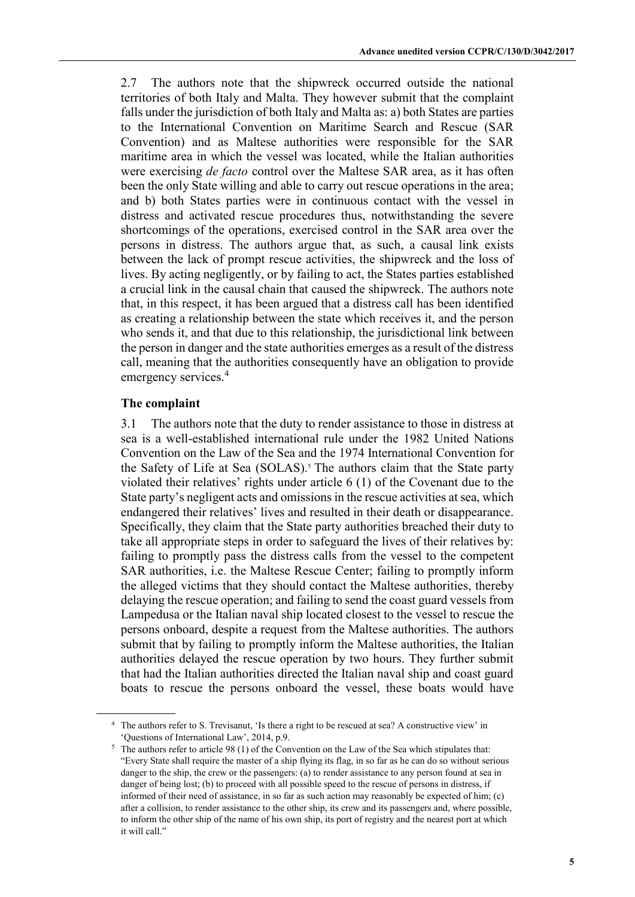2.7 The authors note that the shipwreck occurred outside the national territories of both Italy and Malta. They however submit that the complaint falls under the jurisdiction of both Italy and Malta as: a) both States are parties to the International Convention on Maritime Search and Rescue (SAR Convention) and as Maltese authorities were responsible for the SAR maritime area in which the vessel was located, while the Italian authorities were exercising *de facto* control over the Maltese SAR area, as it has often been the only State willing and able to carry out rescue operations in the area; and b) both States parties were in continuous contact with the vessel in distress and activated rescue procedures thus, notwithstanding the severe shortcomings of the operations, exercised control in the SAR area over the persons in distress. The authors argue that, as such, a causal link exists between the lack of prompt rescue activities, the shipwreck and the loss of lives. By acting negligently, or by failing to act, the States parties established a crucial link in the causal chain that caused the shipwreck. The authors note that, in this respect, it has been argued that a distress call has been identified as creating a relationship between the state which receives it, and the person who sends it, and that due to this relationship, the jurisdictional link between the person in danger and the state authorities emerges as a result of the distress call, meaning that the authorities consequently have an obligation to provide emergency services.[4]

### The complaint

3.1 The authors note that the duty to render assistance to those in distress at sea is a well-established international rule under the 1982 United Nations Convention on the Law of the Sea and the 1974 International Convention for the Safety of Life at Sea (SOLAS).[5] The authors claim that the State party violated their relatives' rights under article 6 (1) of the Covenant due to the State party's negligent acts and omissions in the rescue activities at sea, which endangered their relatives' lives and resulted in their death or disappearance. Specifically, they claim that the State party authorities breached their duty to take all appropriate steps in order to safeguard the lives of their relatives by: failing to promptly pass the distress calls from the vessel to the competent SAR authorities, i.e. the Maltese Rescue Center; failing to promptly inform the alleged victims that they should contact the Maltese authorities, thereby delaying the rescue operation; and failing to send the coast guard vessels from Lampedusa or the Italian naval ship located closest to the vessel to rescue the persons onboard, despite a request from the Maltese authorities. The authors submit that by failing to promptly inform the Maltese authorities, the Italian authorities delayed the rescue operation by two hours. They further submit that had the Italian authorities directed the Italian naval ship and coast guard boats to rescue the persons onboard the vessel, these boats would have

---

[4] The authors refer to S. Trevisanut, 'Is there a right to be rescued at sea? A constructive view' in 'Questions of International Law', 2014, p.9.

[5] The authors refer to article 98 (1) of the Convention on the Law of the Sea which stipulates that: "Every State shall require the master of a ship flying its flag, in so far as he can do so without serious danger to the ship, the crew or the passengers: (a) to render assistance to any person found at sea in danger of being lost; (b) to proceed with all possible speed to the rescue of persons in distress, if informed of their need of assistance, in so far as such action may reasonably be expected of him; (c) after a collision, to render assistance to the other ship, its crew and its passengers and, where possible, to inform the other ship of the name of his own ship, its port of registry and the nearest port at which it will call."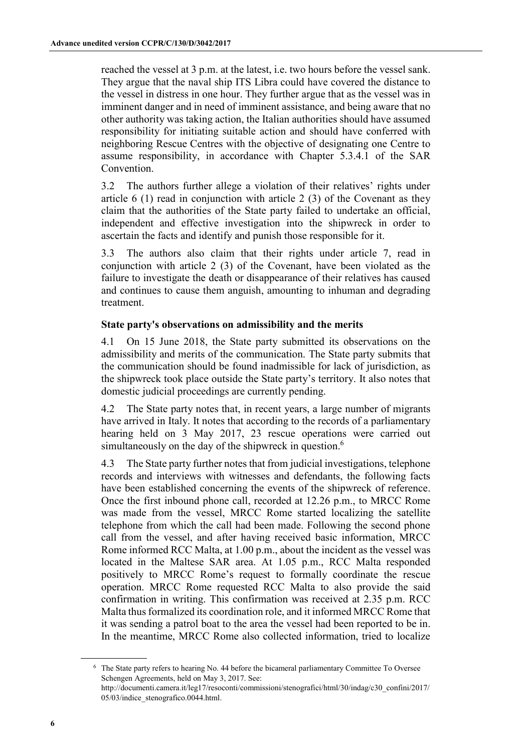reached the vessel at 3 p.m. at the latest, i.e. two hours before the vessel sank. They argue that the naval ship ITS Libra could have covered the distance to the vessel in distress in one hour. They further argue that as the vessel was in imminent danger and in need of imminent assistance, and being aware that no other authority was taking action, the Italian authorities should have assumed responsibility for initiating suitable action and should have conferred with neighboring Rescue Centres with the objective of designating one Centre to assume responsibility, in accordance with Chapter 5.3.4.1 of the SAR Convention.

3.2 The authors further allege a violation of their relatives' rights under article 6 (1) read in conjunction with article 2 (3) of the Covenant as they claim that the authorities of the State party failed to undertake an official, independent and effective investigation into the shipwreck in order to ascertain the facts and identify and punish those responsible for it.

3.3 The authors also claim that their rights under article 7, read in conjunction with article 2 (3) of the Covenant, have been violated as the failure to investigate the death or disappearance of their relatives has caused and continues to cause them anguish, amounting to inhuman and degrading treatment.

### State party's observations on admissibility and the merits

4.1 On 15 June 2018, the State party submitted its observations on the admissibility and merits of the communication. The State party submits that the communication should be found inadmissible for lack of jurisdiction, as the shipwreck took place outside the State party's territory. It also notes that domestic judicial proceedings are currently pending.

4.2 The State party notes that, in recent years, a large number of migrants have arrived in Italy. It notes that according to the records of a parliamentary hearing held on 3 May 2017, 23 rescue operations were carried out simultaneously on the day of the shipwreck in question.[6]

4.3 The State party further notes that from judicial investigations, telephone records and interviews with witnesses and defendants, the following facts have been established concerning the events of the shipwreck of reference. Once the first inbound phone call, recorded at 12.26 p.m., to MRCC Rome was made from the vessel, MRCC Rome started localizing the satellite telephone from which the call had been made. Following the second phone call from the vessel, and after having received basic information, MRCC Rome informed RCC Malta, at 1.00 p.m., about the incident as the vessel was located in the Maltese SAR area. At 1.05 p.m., RCC Malta responded positively to MRCC Rome's request to formally coordinate the rescue operation. MRCC Rome requested RCC Malta to also provide the said confirmation in writing. This confirmation was received at 2.35 p.m. RCC Malta thus formalized its coordination role, and it informed MRCC Rome that it was sending a patrol boat to the area the vessel had been reported to be in. In the meantime, MRCC Rome also collected information, tried to localize

---

[6] The State party refers to hearing No. 44 before the bicameral parliamentary Committee To Oversee Schengen Agreements, held on May 3, 2017. See: http://documenti.camera.it/leg17/resoconti/commissioni/stenografici/html/30/indag/c30_confini/2017/05/03/indice_stenografico.0044.html.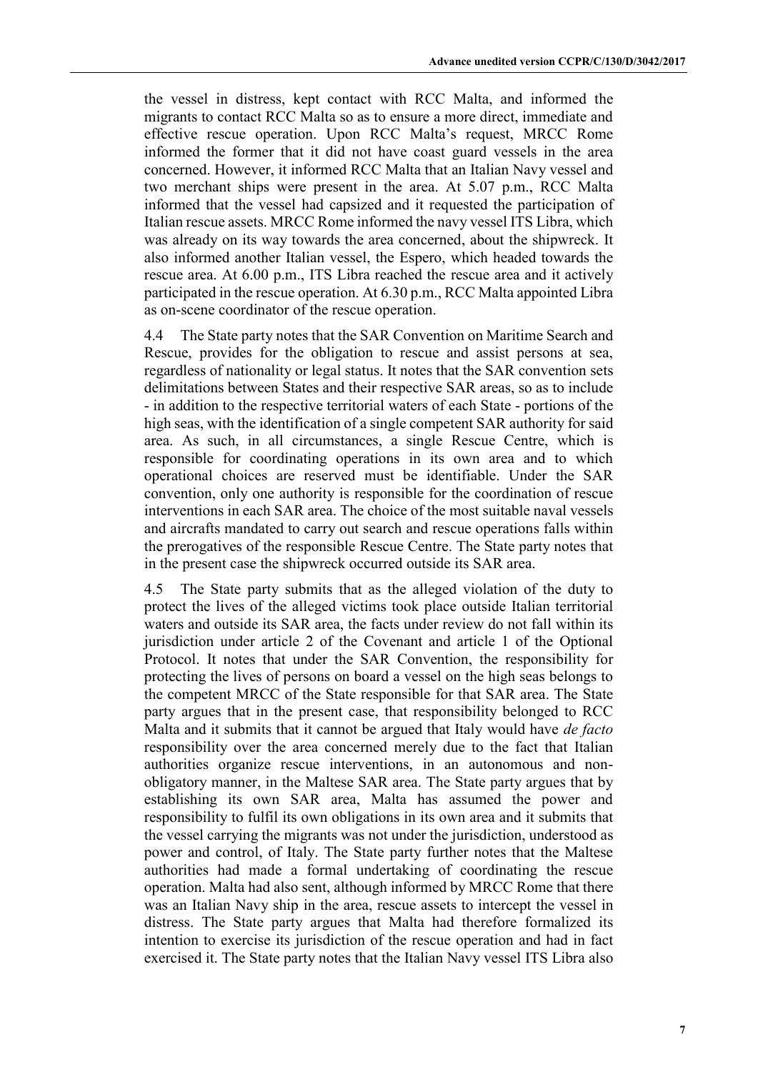the vessel in distress, kept contact with RCC Malta, and informed the migrants to contact RCC Malta so as to ensure a more direct, immediate and effective rescue operation. Upon RCC Malta's request, MRCC Rome informed the former that it did not have coast guard vessels in the area concerned. However, it informed RCC Malta that an Italian Navy vessel and two merchant ships were present in the area. At 5.07 p.m., RCC Malta informed that the vessel had capsized and it requested the participation of Italian rescue assets. MRCC Rome informed the navy vessel ITS Libra, which was already on its way towards the area concerned, about the shipwreck. It also informed another Italian vessel, the Espero, which headed towards the rescue area. At 6.00 p.m., ITS Libra reached the rescue area and it actively participated in the rescue operation. At 6.30 p.m., RCC Malta appointed Libra as on-scene coordinator of the rescue operation.

4.4 The State party notes that the SAR Convention on Maritime Search and Rescue, provides for the obligation to rescue and assist persons at sea, regardless of nationality or legal status. It notes that the SAR convention sets delimitations between States and their respective SAR areas, so as to include - in addition to the respective territorial waters of each State - portions of the high seas, with the identification of a single competent SAR authority for said area. As such, in all circumstances, a single Rescue Centre, which is responsible for coordinating operations in its own area and to which operational choices are reserved must be identifiable. Under the SAR convention, only one authority is responsible for the coordination of rescue interventions in each SAR area. The choice of the most suitable naval vessels and aircrafts mandated to carry out search and rescue operations falls within the prerogatives of the responsible Rescue Centre. The State party notes that in the present case the shipwreck occurred outside its SAR area.

4.5 The State party submits that as the alleged violation of the duty to protect the lives of the alleged victims took place outside Italian territorial waters and outside its SAR area, the facts under review do not fall within its jurisdiction under article 2 of the Covenant and article 1 of the Optional Protocol. It notes that under the SAR Convention, the responsibility for protecting the lives of persons on board a vessel on the high seas belongs to the competent MRCC of the State responsible for that SAR area. The State party argues that in the present case, that responsibility belonged to RCC Malta and it submits that it cannot be argued that Italy would have *de facto* responsibility over the area concerned merely due to the fact that Italian authorities organize rescue interventions, in an autonomous and non-obligatory manner, in the Maltese SAR area. The State party argues that by establishing its own SAR area, Malta has assumed the power and responsibility to fulfil its own obligations in its own area and it submits that the vessel carrying the migrants was not under the jurisdiction, understood as power and control, of Italy. The State party further notes that the Maltese authorities had made a formal undertaking of coordinating the rescue operation. Malta had also sent, although informed by MRCC Rome that there was an Italian Navy ship in the area, rescue assets to intercept the vessel in distress. The State party argues that Malta had therefore formalized its intention to exercise its jurisdiction of the rescue operation and had in fact exercised it. The State party notes that the Italian Navy vessel ITS Libra also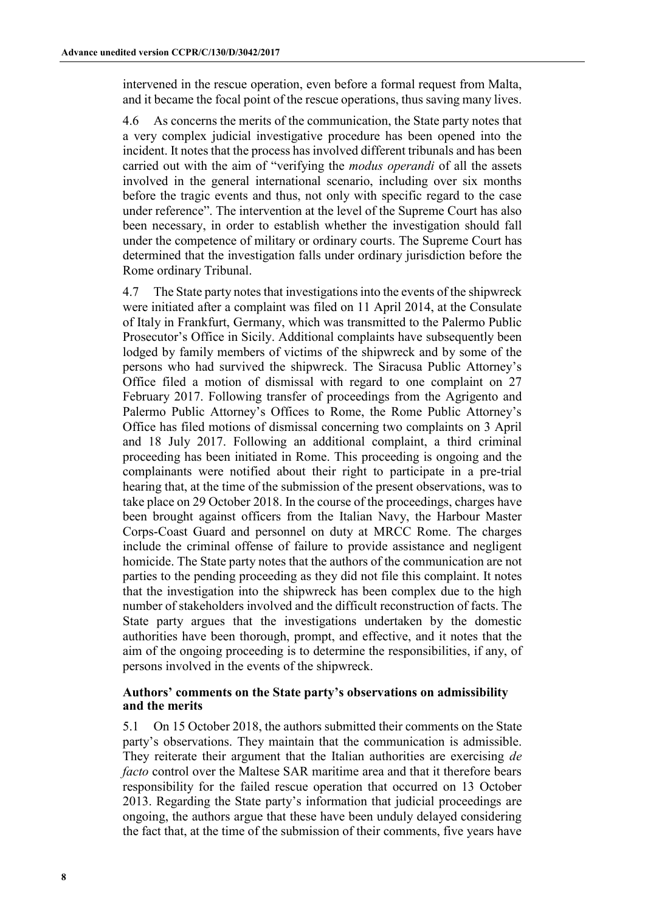intervened in the rescue operation, even before a formal request from Malta, and it became the focal point of the rescue operations, thus saving many lives.

4.6 As concerns the merits of the communication, the State party notes that a very complex judicial investigative procedure has been opened into the incident. It notes that the process has involved different tribunals and has been carried out with the aim of "verifying the *modus operandi* of all the assets involved in the general international scenario, including over six months before the tragic events and thus, not only with specific regard to the case under reference". The intervention at the level of the Supreme Court has also been necessary, in order to establish whether the investigation should fall under the competence of military or ordinary courts. The Supreme Court has determined that the investigation falls under ordinary jurisdiction before the Rome ordinary Tribunal.

4.7 The State party notes that investigations into the events of the shipwreck were initiated after a complaint was filed on 11 April 2014, at the Consulate of Italy in Frankfurt, Germany, which was transmitted to the Palermo Public Prosecutor's Office in Sicily. Additional complaints have subsequently been lodged by family members of victims of the shipwreck and by some of the persons who had survived the shipwreck. The Siracusa Public Attorney's Office filed a motion of dismissal with regard to one complaint on 27 February 2017. Following transfer of proceedings from the Agrigento and Palermo Public Attorney's Offices to Rome, the Rome Public Attorney's Office has filed motions of dismissal concerning two complaints on 3 April and 18 July 2017. Following an additional complaint, a third criminal proceeding has been initiated in Rome. This proceeding is ongoing and the complainants were notified about their right to participate in a pre-trial hearing that, at the time of the submission of the present observations, was to take place on 29 October 2018. In the course of the proceedings, charges have been brought against officers from the Italian Navy, the Harbour Master Corps-Coast Guard and personnel on duty at MRCC Rome. The charges include the criminal offense of failure to provide assistance and negligent homicide. The State party notes that the authors of the communication are not parties to the pending proceeding as they did not file this complaint. It notes that the investigation into the shipwreck has been complex due to the high number of stakeholders involved and the difficult reconstruction of facts. The State party argues that the investigations undertaken by the domestic authorities have been thorough, prompt, and effective, and it notes that the aim of the ongoing proceeding is to determine the responsibilities, if any, of persons involved in the events of the shipwreck.

### Authors' comments on the State party's observations on admissibility and the merits

5.1 On 15 October 2018, the authors submitted their comments on the State party's observations. They maintain that the communication is admissible. They reiterate their argument that the Italian authorities are exercising *de facto* control over the Maltese SAR maritime area and that it therefore bears responsibility for the failed rescue operation that occurred on 13 October 2013. Regarding the State party's information that judicial proceedings are ongoing, the authors argue that these have been unduly delayed considering the fact that, at the time of the submission of their comments, five years have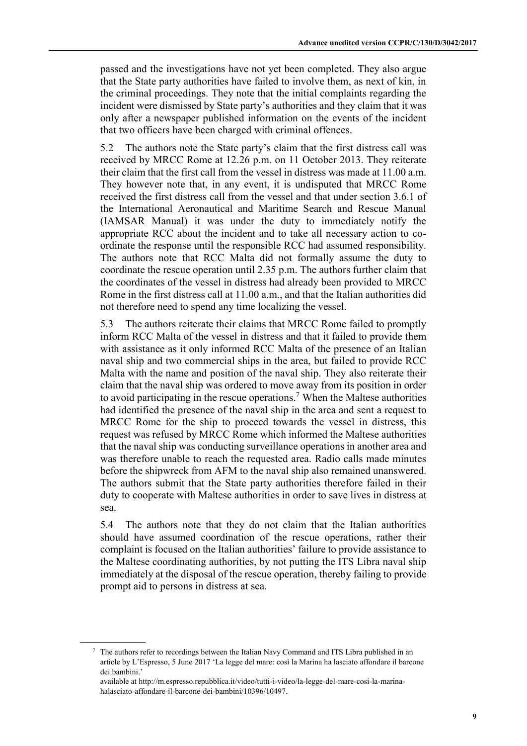passed and the investigations have not yet been completed. They also argue that the State party authorities have failed to involve them, as next of kin, in the criminal proceedings. They note that the initial complaints regarding the incident were dismissed by State party's authorities and they claim that it was only after a newspaper published information on the events of the incident that two officers have been charged with criminal offences.

5.2 The authors note the State party's claim that the first distress call was received by MRCC Rome at 12.26 p.m. on 11 October 2013. They reiterate their claim that the first call from the vessel in distress was made at 11.00 a.m. They however note that, in any event, it is undisputed that MRCC Rome received the first distress call from the vessel and that under section 3.6.1 of the International Aeronautical and Maritime Search and Rescue Manual (IAMSAR Manual) it was under the duty to immediately notify the appropriate RCC about the incident and to take all necessary action to co-ordinate the response until the responsible RCC had assumed responsibility. The authors note that RCC Malta did not formally assume the duty to coordinate the rescue operation until 2.35 p.m. The authors further claim that the coordinates of the vessel in distress had already been provided to MRCC Rome in the first distress call at 11.00 a.m., and that the Italian authorities did not therefore need to spend any time localizing the vessel.

5.3 The authors reiterate their claims that MRCC Rome failed to promptly inform RCC Malta of the vessel in distress and that it failed to provide them with assistance as it only informed RCC Malta of the presence of an Italian naval ship and two commercial ships in the area, but failed to provide RCC Malta with the name and position of the naval ship. They also reiterate their claim that the naval ship was ordered to move away from its position in order to avoid participating in the rescue operations.[7] When the Maltese authorities had identified the presence of the naval ship in the area and sent a request to MRCC Rome for the ship to proceed towards the vessel in distress, this request was refused by MRCC Rome which informed the Maltese authorities that the naval ship was conducting surveillance operations in another area and was therefore unable to reach the requested area. Radio calls made minutes before the shipwreck from AFM to the naval ship also remained unanswered. The authors submit that the State party authorities therefore failed in their duty to cooperate with Maltese authorities in order to save lives in distress at sea.

5.4 The authors note that they do not claim that the Italian authorities should have assumed coordination of the rescue operations, rather their complaint is focused on the Italian authorities' failure to provide assistance to the Maltese coordinating authorities, by not putting the ITS Libra naval ship immediately at the disposal of the rescue operation, thereby failing to provide prompt aid to persons in distress at sea.

---

[7] The authors refer to recordings between the Italian Navy Command and ITS Libra published in an article by L'Espresso, 5 June 2017 'La legge del mare: così la Marina ha lasciato affondare il barcone dei bambini.' available at http://m.espresso.repubblica.it/video/tutti-i-video/la-legge-del-mare-cosi-la-marina-halasciato-affondare-il-barcone-dei-bambini/10396/10497.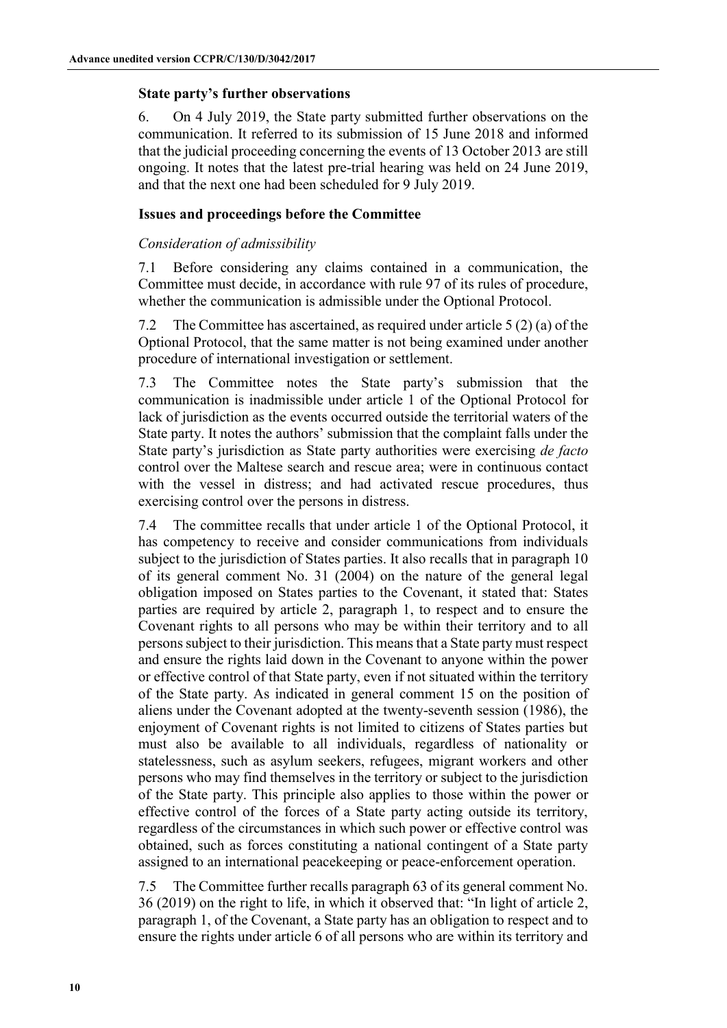### State party's further observations

6. On 4 July 2019, the State party submitted further observations on the communication. It referred to its submission of 15 June 2018 and informed that the judicial proceeding concerning the events of 13 October 2013 are still ongoing. It notes that the latest pre-trial hearing was held on 24 June 2019, and that the next one had been scheduled for 9 July 2019.

### Issues and proceedings before the Committee

*Consideration of admissibility*

7.1 Before considering any claims contained in a communication, the Committee must decide, in accordance with rule 97 of its rules of procedure, whether the communication is admissible under the Optional Protocol.

7.2 The Committee has ascertained, as required under article 5 (2) (a) of the Optional Protocol, that the same matter is not being examined under another procedure of international investigation or settlement.

7.3 The Committee notes the State party's submission that the communication is inadmissible under article 1 of the Optional Protocol for lack of jurisdiction as the events occurred outside the territorial waters of the State party. It notes the authors' submission that the complaint falls under the State party's jurisdiction as State party authorities were exercising *de facto* control over the Maltese search and rescue area; were in continuous contact with the vessel in distress; and had activated rescue procedures, thus exercising control over the persons in distress.

7.4 The committee recalls that under article 1 of the Optional Protocol, it has competency to receive and consider communications from individuals subject to the jurisdiction of States parties. It also recalls that in paragraph 10 of its general comment No. 31 (2004) on the nature of the general legal obligation imposed on States parties to the Covenant, it stated that: States parties are required by article 2, paragraph 1, to respect and to ensure the Covenant rights to all persons who may be within their territory and to all persons subject to their jurisdiction. This means that a State party must respect and ensure the rights laid down in the Covenant to anyone within the power or effective control of that State party, even if not situated within the territory of the State party. As indicated in general comment 15 on the position of aliens under the Covenant adopted at the twenty-seventh session (1986), the enjoyment of Covenant rights is not limited to citizens of States parties but must also be available to all individuals, regardless of nationality or statelessness, such as asylum seekers, refugees, migrant workers and other persons who may find themselves in the territory or subject to the jurisdiction of the State party. This principle also applies to those within the power or effective control of the forces of a State party acting outside its territory, regardless of the circumstances in which such power or effective control was obtained, such as forces constituting a national contingent of a State party assigned to an international peacekeeping or peace-enforcement operation.

7.5 The Committee further recalls paragraph 63 of its general comment No. 36 (2019) on the right to life, in which it observed that: "In light of article 2, paragraph 1, of the Covenant, a State party has an obligation to respect and to ensure the rights under article 6 of all persons who are within its territory and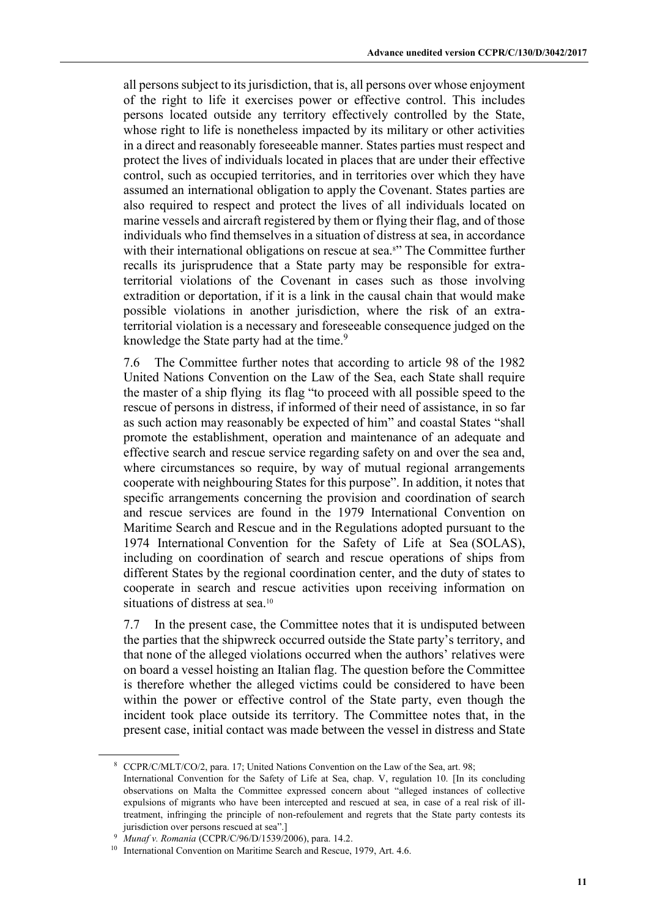all persons subject to its jurisdiction, that is, all persons over whose enjoyment of the right to life it exercises power or effective control. This includes persons located outside any territory effectively controlled by the State, whose right to life is nonetheless impacted by its military or other activities in a direct and reasonably foreseeable manner. States parties must respect and protect the lives of individuals located in places that are under their effective control, such as occupied territories, and in territories over which they have assumed an international obligation to apply the Covenant. States parties are also required to respect and protect the lives of all individuals located on marine vessels and aircraft registered by them or flying their flag, and of those individuals who find themselves in a situation of distress at sea, in accordance with their international obligations on rescue at sea.[8]" The Committee further recalls its jurisprudence that a State party may be responsible for extra-territorial violations of the Covenant in cases such as those involving extradition or deportation, if it is a link in the causal chain that would make possible violations in another jurisdiction, where the risk of an extra-territorial violation is a necessary and foreseeable consequence judged on the knowledge the State party had at the time.[9]

7.6 The Committee further notes that according to article 98 of the 1982 United Nations Convention on the Law of the Sea, each State shall require the master of a ship flying its flag "to proceed with all possible speed to the rescue of persons in distress, if informed of their need of assistance, in so far as such action may reasonably be expected of him" and coastal States "shall promote the establishment, operation and maintenance of an adequate and effective search and rescue service regarding safety on and over the sea and, where circumstances so require, by way of mutual regional arrangements cooperate with neighbouring States for this purpose". In addition, it notes that specific arrangements concerning the provision and coordination of search and rescue services are found in the 1979 International Convention on Maritime Search and Rescue and in the Regulations adopted pursuant to the 1974 International Convention for the Safety of Life at Sea (SOLAS), including on coordination of search and rescue operations of ships from different States by the regional coordination center, and the duty of states to cooperate in search and rescue activities upon receiving information on situations of distress at sea.[10]

7.7 In the present case, the Committee notes that it is undisputed between the parties that the shipwreck occurred outside the State party's territory, and that none of the alleged violations occurred when the authors' relatives were on board a vessel hoisting an Italian flag. The question before the Committee is therefore whether the alleged victims could be considered to have been within the power or effective control of the State party, even though the incident took place outside its territory. The Committee notes that, in the present case, initial contact was made between the vessel in distress and State

---

[8] CCPR/C/MLT/CO/2, para. 17; United Nations Convention on the Law of the Sea, art. 98; International Convention for the Safety of Life at Sea, chap. V, regulation 10. [In its concluding observations on Malta the Committee expressed concern about "alleged instances of collective expulsions of migrants who have been intercepted and rescued at sea, in case of a real risk of ill-treatment, infringing the principle of non-refoulement and regrets that the State party contests its jurisdiction over persons rescued at sea".]

[9] *Munaf v. Romania* (CCPR/C/96/D/1539/2006), para. 14.2.

[10] International Convention on Maritime Search and Rescue, 1979, Art. 4.6.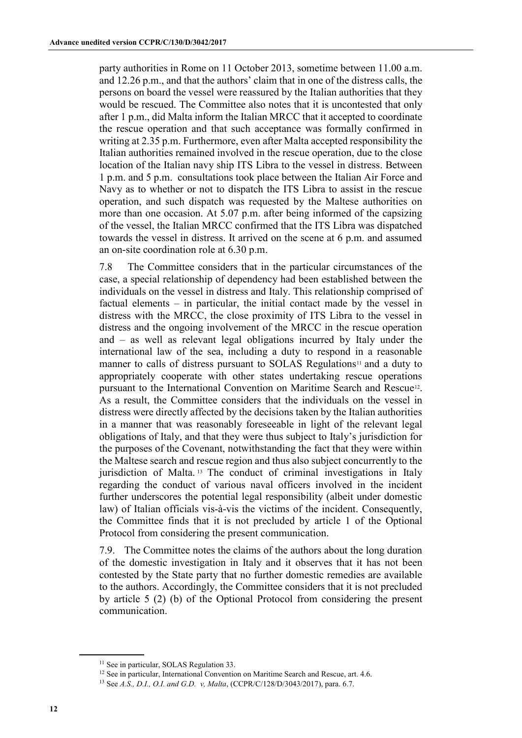party authorities in Rome on 11 October 2013, sometime between 11.00 a.m. and 12.26 p.m., and that the authors' claim that in one of the distress calls, the persons on board the vessel were reassured by the Italian authorities that they would be rescued. The Committee also notes that it is uncontested that only after 1 p.m., did Malta inform the Italian MRCC that it accepted to coordinate the rescue operation and that such acceptance was formally confirmed in writing at 2.35 p.m. Furthermore, even after Malta accepted responsibility the Italian authorities remained involved in the rescue operation, due to the close location of the Italian navy ship ITS Libra to the vessel in distress. Between 1 p.m. and 5 p.m. consultations took place between the Italian Air Force and Navy as to whether or not to dispatch the ITS Libra to assist in the rescue operation, and such dispatch was requested by the Maltese authorities on more than one occasion. At 5.07 p.m. after being informed of the capsizing of the vessel, the Italian MRCC confirmed that the ITS Libra was dispatched towards the vessel in distress. It arrived on the scene at 6 p.m. and assumed an on-site coordination role at 6.30 p.m.

7.8 The Committee considers that in the particular circumstances of the case, a special relationship of dependency had been established between the individuals on the vessel in distress and Italy. This relationship comprised of factual elements – in particular, the initial contact made by the vessel in distress with the MRCC, the close proximity of ITS Libra to the vessel in distress and the ongoing involvement of the MRCC in the rescue operation and – as well as relevant legal obligations incurred by Italy under the international law of the sea, including a duty to respond in a reasonable manner to calls of distress pursuant to SOLAS Regulations[11] and a duty to appropriately cooperate with other states undertaking rescue operations pursuant to the International Convention on Maritime Search and Rescue[12]. As a result, the Committee considers that the individuals on the vessel in distress were directly affected by the decisions taken by the Italian authorities in a manner that was reasonably foreseeable in light of the relevant legal obligations of Italy, and that they were thus subject to Italy's jurisdiction for the purposes of the Covenant, notwithstanding the fact that they were within the Maltese search and rescue region and thus also subject concurrently to the jurisdiction of Malta.[13] The conduct of criminal investigations in Italy regarding the conduct of various naval officers involved in the incident further underscores the potential legal responsibility (albeit under domestic law) of Italian officials vis-à-vis the victims of the incident. Consequently, the Committee finds that it is not precluded by article 1 of the Optional Protocol from considering the present communication.

7.9. The Committee notes the claims of the authors about the long duration of the domestic investigation in Italy and it observes that it has not been contested by the State party that no further domestic remedies are available to the authors. Accordingly, the Committee considers that it is not precluded by article 5 (2) (b) of the Optional Protocol from considering the present communication.

[11] See in particular, SOLAS Regulation 33.

[12] See in particular, International Convention on Maritime Search and Rescue, art. 4.6.

[13] See *A.S., D.I., O.I. and G.D. v, Malta*, (CCPR/C/128/D/3043/2017), para. 6.7.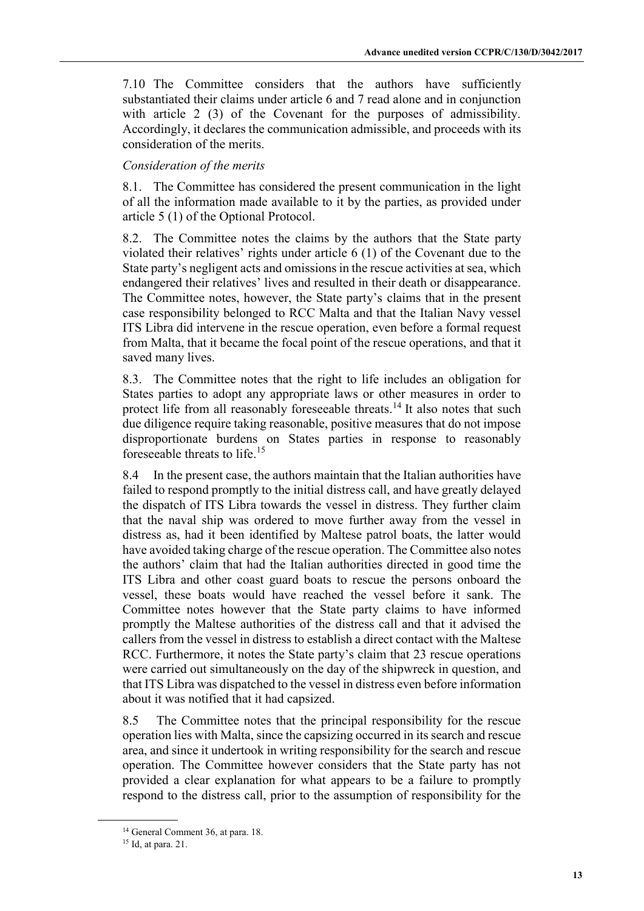7.10 The Committee considers that the authors have sufficiently substantiated their claims under article 6 and 7 read alone and in conjunction with article 2 (3) of the Covenant for the purposes of admissibility. Accordingly, it declares the communication admissible, and proceeds with its consideration of the merits.

*Consideration of the merits*

8.1. The Committee has considered the present communication in the light of all the information made available to it by the parties, as provided under article 5 (1) of the Optional Protocol.

8.2. The Committee notes the claims by the authors that the State party violated their relatives' rights under article 6 (1) of the Covenant due to the State party's negligent acts and omissions in the rescue activities at sea, which endangered their relatives' lives and resulted in their death or disappearance. The Committee notes, however, the State party's claims that in the present case responsibility belonged to RCC Malta and that the Italian Navy vessel ITS Libra did intervene in the rescue operation, even before a formal request from Malta, that it became the focal point of the rescue operations, and that it saved many lives.

8.3. The Committee notes that the right to life includes an obligation for States parties to adopt any appropriate laws or other measures in order to protect life from all reasonably foreseeable threats.[14] It also notes that such due diligence require taking reasonable, positive measures that do not impose disproportionate burdens on States parties in response to reasonably foreseeable threats to life.[15]

8.4 In the present case, the authors maintain that the Italian authorities have failed to respond promptly to the initial distress call, and have greatly delayed the dispatch of ITS Libra towards the vessel in distress. They further claim that the naval ship was ordered to move further away from the vessel in distress as, had it been identified by Maltese patrol boats, the latter would have avoided taking charge of the rescue operation. The Committee also notes the authors' claim that had the Italian authorities directed in good time the ITS Libra and other coast guard boats to rescue the persons onboard the vessel, these boats would have reached the vessel before it sank. The Committee notes however that the State party claims to have informed promptly the Maltese authorities of the distress call and that it advised the callers from the vessel in distress to establish a direct contact with the Maltese RCC. Furthermore, it notes the State party's claim that 23 rescue operations were carried out simultaneously on the day of the shipwreck in question, and that ITS Libra was dispatched to the vessel in distress even before information about it was notified that it had capsized.

8.5 The Committee notes that the principal responsibility for the rescue operation lies with Malta, since the capsizing occurred in its search and rescue area, and since it undertook in writing responsibility for the search and rescue operation. The Committee however considers that the State party has not provided a clear explanation for what appears to be a failure to promptly respond to the distress call, prior to the assumption of responsibility for the

[14] General Comment 36, at para. 18.

[15] Id, at para. 21.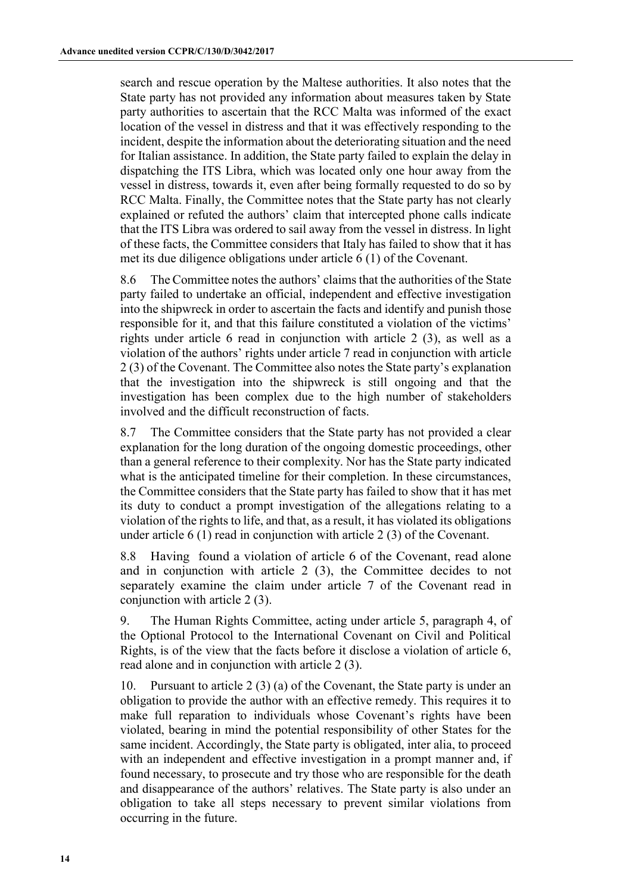search and rescue operation by the Maltese authorities. It also notes that the State party has not provided any information about measures taken by State party authorities to ascertain that the RCC Malta was informed of the exact location of the vessel in distress and that it was effectively responding to the incident, despite the information about the deteriorating situation and the need for Italian assistance. In addition, the State party failed to explain the delay in dispatching the ITS Libra, which was located only one hour away from the vessel in distress, towards it, even after being formally requested to do so by RCC Malta. Finally, the Committee notes that the State party has not clearly explained or refuted the authors' claim that intercepted phone calls indicate that the ITS Libra was ordered to sail away from the vessel in distress. In light of these facts, the Committee considers that Italy has failed to show that it has met its due diligence obligations under article 6 (1) of the Covenant.

8.6 The Committee notes the authors' claims that the authorities of the State party failed to undertake an official, independent and effective investigation into the shipwreck in order to ascertain the facts and identify and punish those responsible for it, and that this failure constituted a violation of the victims' rights under article 6 read in conjunction with article 2 (3), as well as a violation of the authors' rights under article 7 read in conjunction with article 2 (3) of the Covenant. The Committee also notes the State party's explanation that the investigation into the shipwreck is still ongoing and that the investigation has been complex due to the high number of stakeholders involved and the difficult reconstruction of facts.

8.7 The Committee considers that the State party has not provided a clear explanation for the long duration of the ongoing domestic proceedings, other than a general reference to their complexity. Nor has the State party indicated what is the anticipated timeline for their completion. In these circumstances, the Committee considers that the State party has failed to show that it has met its duty to conduct a prompt investigation of the allegations relating to a violation of the rights to life, and that, as a result, it has violated its obligations under article 6 (1) read in conjunction with article 2 (3) of the Covenant.

8.8 Having found a violation of article 6 of the Covenant, read alone and in conjunction with article 2 (3), the Committee decides to not separately examine the claim under article 7 of the Covenant read in conjunction with article 2 (3).

9. The Human Rights Committee, acting under article 5, paragraph 4, of the Optional Protocol to the International Covenant on Civil and Political Rights, is of the view that the facts before it disclose a violation of article 6, read alone and in conjunction with article 2 (3).

10. Pursuant to article 2 (3) (a) of the Covenant, the State party is under an obligation to provide the author with an effective remedy. This requires it to make full reparation to individuals whose Covenant's rights have been violated, bearing in mind the potential responsibility of other States for the same incident. Accordingly, the State party is obligated, inter alia, to proceed with an independent and effective investigation in a prompt manner and, if found necessary, to prosecute and try those who are responsible for the death and disappearance of the authors' relatives. The State party is also under an obligation to take all steps necessary to prevent similar violations from occurring in the future.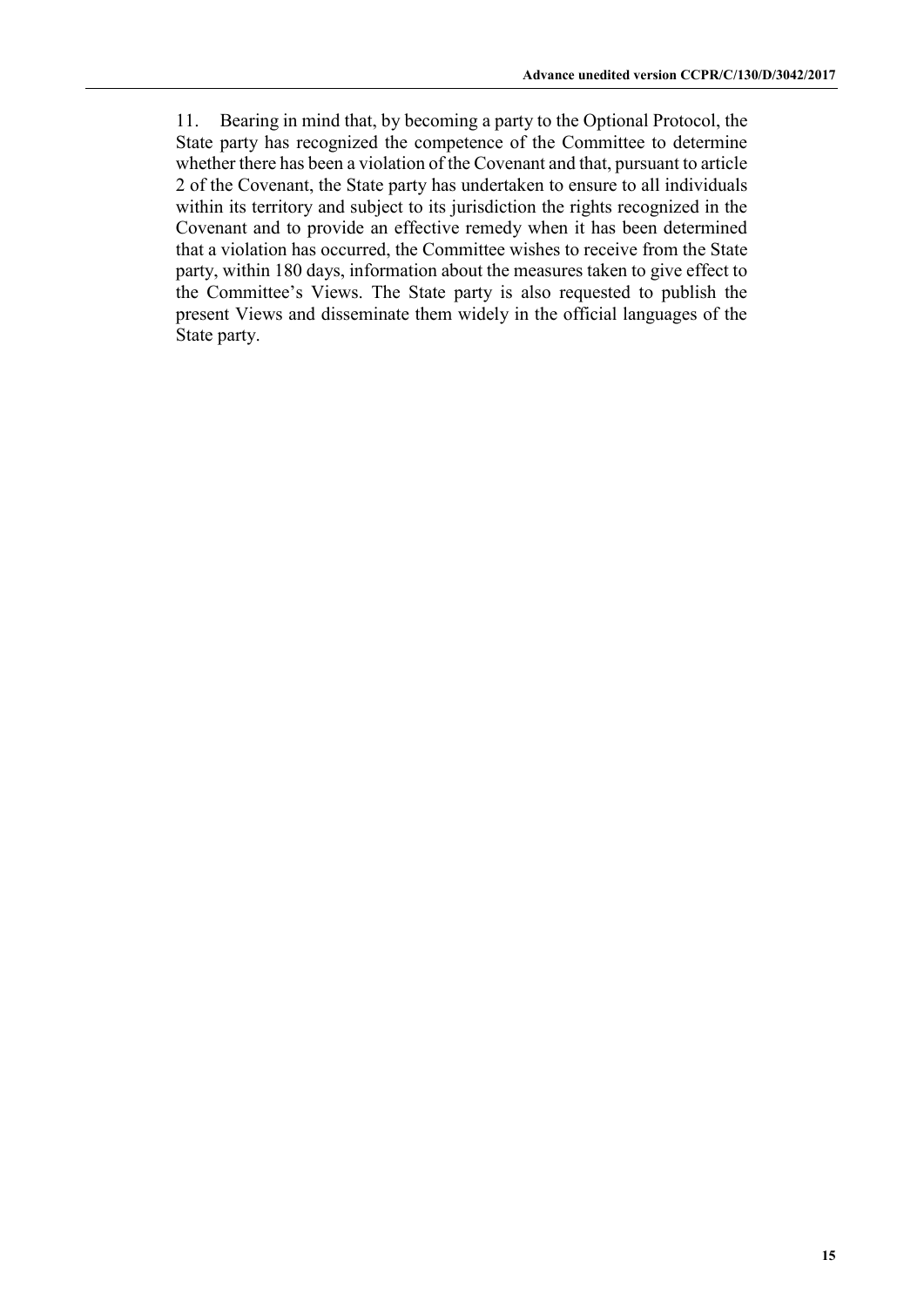11. Bearing in mind that, by becoming a party to the Optional Protocol, the State party has recognized the competence of the Committee to determine whether there has been a violation of the Covenant and that, pursuant to article 2 of the Covenant, the State party has undertaken to ensure to all individuals within its territory and subject to its jurisdiction the rights recognized in the Covenant and to provide an effective remedy when it has been determined that a violation has occurred, the Committee wishes to receive from the State party, within 180 days, information about the measures taken to give effect to the Committee's Views. The State party is also requested to publish the present Views and disseminate them widely in the official languages of the State party.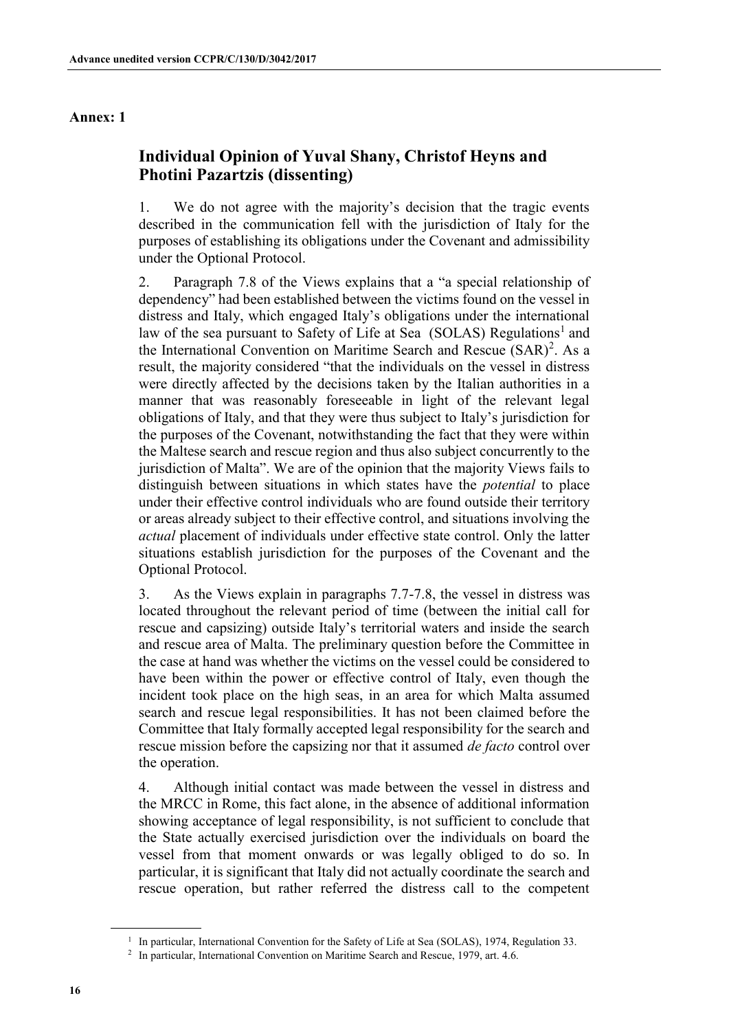**Annex: 1**

## Individual Opinion of Yuval Shany, Christof Heyns and Photini Pazartzis (dissenting)

1. We do not agree with the majority's decision that the tragic events described in the communication fell with the jurisdiction of Italy for the purposes of establishing its obligations under the Covenant and admissibility under the Optional Protocol.

2. Paragraph 7.8 of the Views explains that a "a special relationship of dependency" had been established between the victims found on the vessel in distress and Italy, which engaged Italy's obligations under the international law of the sea pursuant to Safety of Life at Sea (SOLAS) Regulations[1] and the International Convention on Maritime Search and Rescue (SAR)[2]. As a result, the majority considered "that the individuals on the vessel in distress were directly affected by the decisions taken by the Italian authorities in a manner that was reasonably foreseeable in light of the relevant legal obligations of Italy, and that they were thus subject to Italy's jurisdiction for the purposes of the Covenant, notwithstanding the fact that they were within the Maltese search and rescue region and thus also subject concurrently to the jurisdiction of Malta". We are of the opinion that the majority Views fails to distinguish between situations in which states have the *potential* to place under their effective control individuals who are found outside their territory or areas already subject to their effective control, and situations involving the *actual* placement of individuals under effective state control. Only the latter situations establish jurisdiction for the purposes of the Covenant and the Optional Protocol.

3. As the Views explain in paragraphs 7.7-7.8, the vessel in distress was located throughout the relevant period of time (between the initial call for rescue and capsizing) outside Italy's territorial waters and inside the search and rescue area of Malta. The preliminary question before the Committee in the case at hand was whether the victims on the vessel could be considered to have been within the power or effective control of Italy, even though the incident took place on the high seas, in an area for which Malta assumed search and rescue legal responsibilities. It has not been claimed before the Committee that Italy formally accepted legal responsibility for the search and rescue mission before the capsizing nor that it assumed *de facto* control over the operation.

4. Although initial contact was made between the vessel in distress and the MRCC in Rome, this fact alone, in the absence of additional information showing acceptance of legal responsibility, is not sufficient to conclude that the State actually exercised jurisdiction over the individuals on board the vessel from that moment onwards or was legally obliged to do so. In particular, it is significant that Italy did not actually coordinate the search and rescue operation, but rather referred the distress call to the competent

---

[1] In particular, International Convention for the Safety of Life at Sea (SOLAS), 1974, Regulation 33.

[2] In particular, International Convention on Maritime Search and Rescue, 1979, art. 4.6.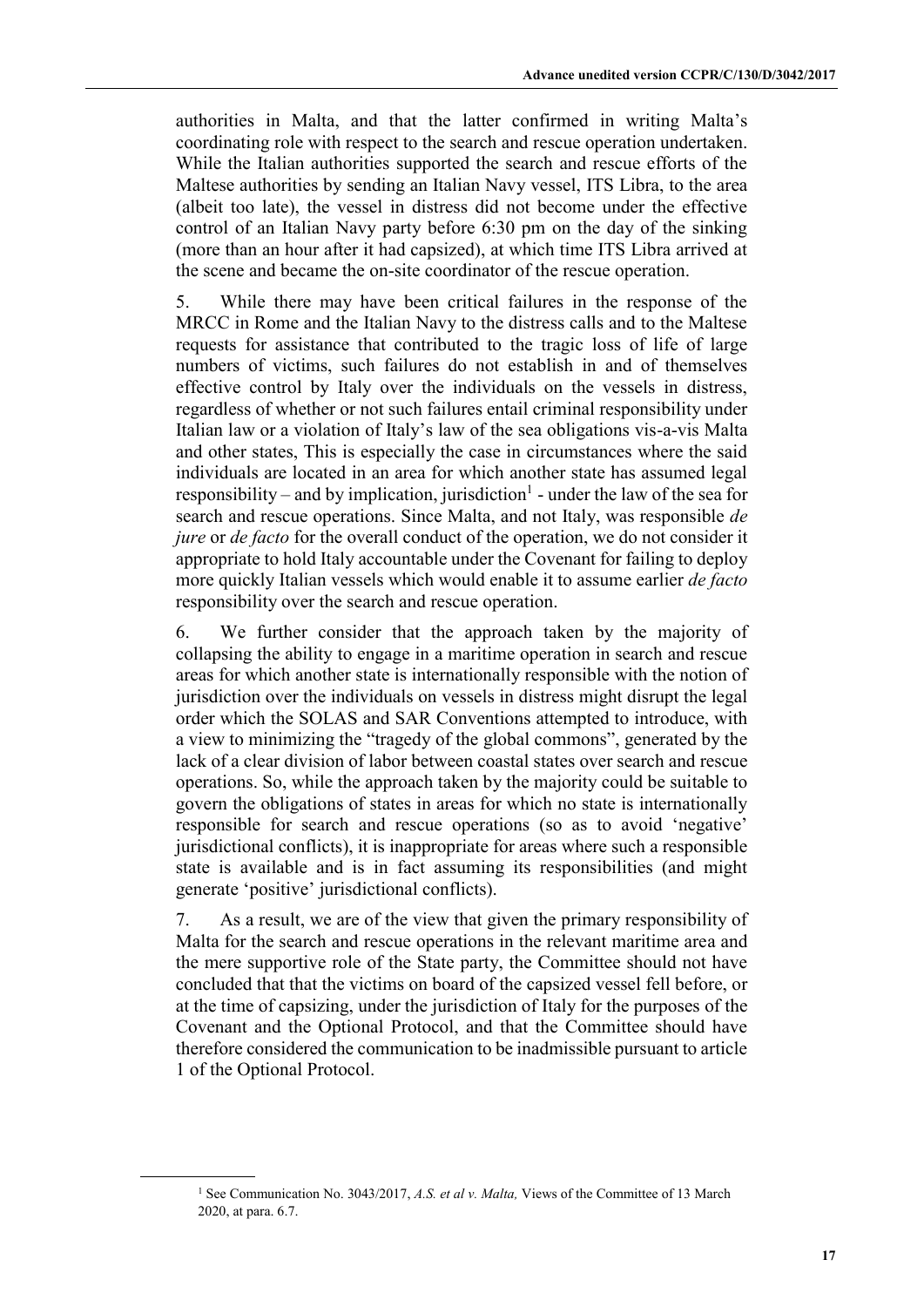authorities in Malta, and that the latter confirmed in writing Malta's coordinating role with respect to the search and rescue operation undertaken. While the Italian authorities supported the search and rescue efforts of the Maltese authorities by sending an Italian Navy vessel, ITS Libra, to the area (albeit too late), the vessel in distress did not become under the effective control of an Italian Navy party before 6:30 pm on the day of the sinking (more than an hour after it had capsized), at which time ITS Libra arrived at the scene and became the on-site coordinator of the rescue operation.

5. While there may have been critical failures in the response of the MRCC in Rome and the Italian Navy to the distress calls and to the Maltese requests for assistance that contributed to the tragic loss of life of large numbers of victims, such failures do not establish in and of themselves effective control by Italy over the individuals on the vessels in distress, regardless of whether or not such failures entail criminal responsibility under Italian law or a violation of Italy's law of the sea obligations vis-a-vis Malta and other states, This is especially the case in circumstances where the said individuals are located in an area for which another state has assumed legal responsibility – and by implication, jurisdiction[1] - under the law of the sea for search and rescue operations. Since Malta, and not Italy, was responsible *de jure* or *de facto* for the overall conduct of the operation, we do not consider it appropriate to hold Italy accountable under the Covenant for failing to deploy more quickly Italian vessels which would enable it to assume earlier *de facto* responsibility over the search and rescue operation.

6. We further consider that the approach taken by the majority of collapsing the ability to engage in a maritime operation in search and rescue areas for which another state is internationally responsible with the notion of jurisdiction over the individuals on vessels in distress might disrupt the legal order which the SOLAS and SAR Conventions attempted to introduce, with a view to minimizing the "tragedy of the global commons", generated by the lack of a clear division of labor between coastal states over search and rescue operations. So, while the approach taken by the majority could be suitable to govern the obligations of states in areas for which no state is internationally responsible for search and rescue operations (so as to avoid 'negative' jurisdictional conflicts), it is inappropriate for areas where such a responsible state is available and is in fact assuming its responsibilities (and might generate 'positive' jurisdictional conflicts).

7. As a result, we are of the view that given the primary responsibility of Malta for the search and rescue operations in the relevant maritime area and the mere supportive role of the State party, the Committee should not have concluded that that the victims on board of the capsized vessel fell before, or at the time of capsizing, under the jurisdiction of Italy for the purposes of the Covenant and the Optional Protocol, and that the Committee should have therefore considered the communication to be inadmissible pursuant to article 1 of the Optional Protocol.

[1] See Communication No. 3043/2017, *A.S. et al v. Malta,* Views of the Committee of 13 March 2020, at para. 6.7.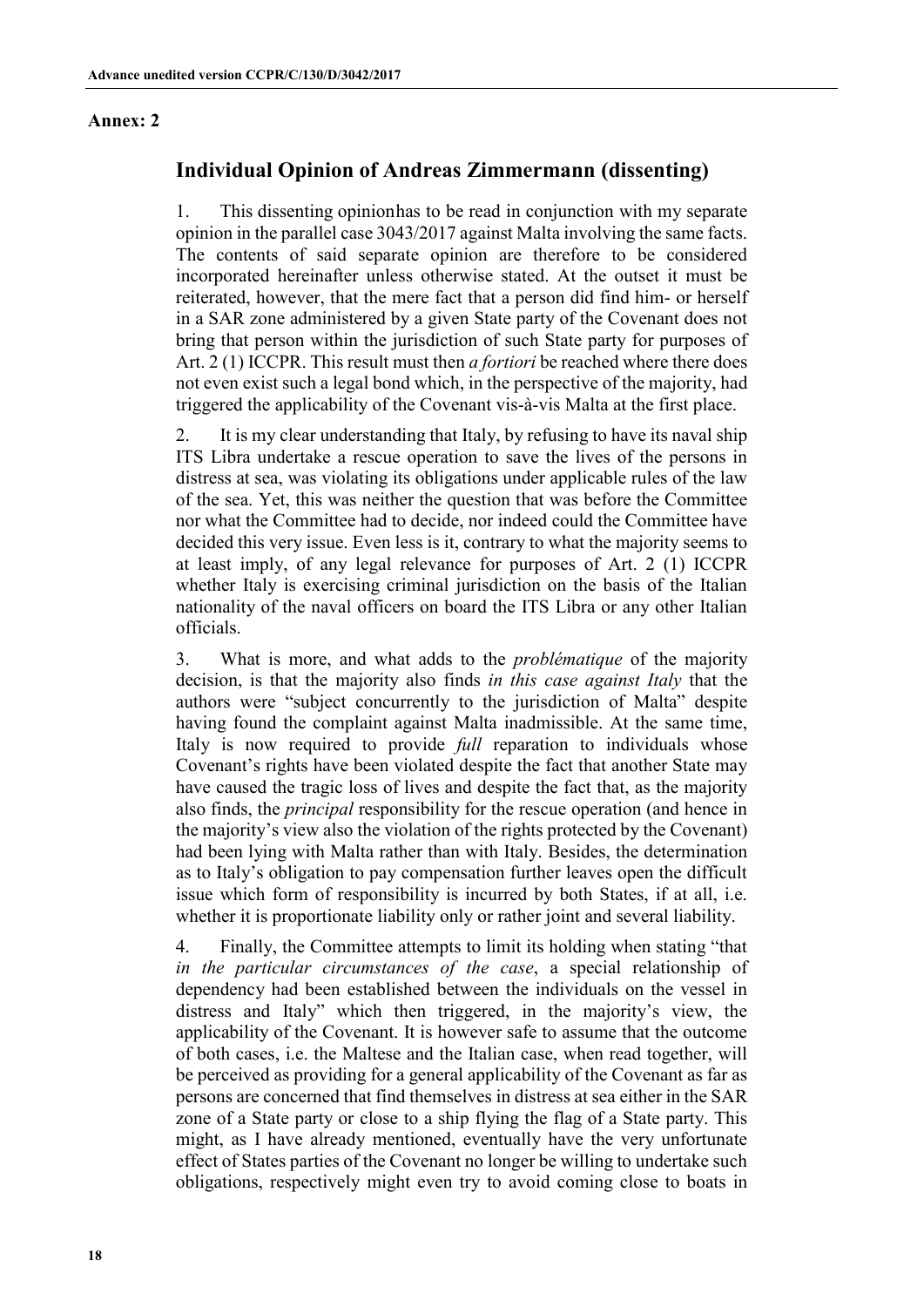**Annex: 2**

## Individual Opinion of Andreas Zimmermann (dissenting)

1. This dissenting opinionhas to be read in conjunction with my separate opinion in the parallel case 3043/2017 against Malta involving the same facts. The contents of said separate opinion are therefore to be considered incorporated hereinafter unless otherwise stated. At the outset it must be reiterated, however, that the mere fact that a person did find him- or herself in a SAR zone administered by a given State party of the Covenant does not bring that person within the jurisdiction of such State party for purposes of Art. 2 (1) ICCPR. This result must then *a fortiori* be reached where there does not even exist such a legal bond which, in the perspective of the majority, had triggered the applicability of the Covenant vis-à-vis Malta at the first place.

2. It is my clear understanding that Italy, by refusing to have its naval ship ITS Libra undertake a rescue operation to save the lives of the persons in distress at sea, was violating its obligations under applicable rules of the law of the sea. Yet, this was neither the question that was before the Committee nor what the Committee had to decide, nor indeed could the Committee have decided this very issue. Even less is it, contrary to what the majority seems to at least imply, of any legal relevance for purposes of Art. 2 (1) ICCPR whether Italy is exercising criminal jurisdiction on the basis of the Italian nationality of the naval officers on board the ITS Libra or any other Italian officials.

3. What is more, and what adds to the *problématique* of the majority decision, is that the majority also finds *in this case against Italy* that the authors were "subject concurrently to the jurisdiction of Malta" despite having found the complaint against Malta inadmissible. At the same time, Italy is now required to provide *full* reparation to individuals whose Covenant's rights have been violated despite the fact that another State may have caused the tragic loss of lives and despite the fact that, as the majority also finds, the *principal* responsibility for the rescue operation (and hence in the majority's view also the violation of the rights protected by the Covenant) had been lying with Malta rather than with Italy. Besides, the determination as to Italy's obligation to pay compensation further leaves open the difficult issue which form of responsibility is incurred by both States, if at all, i.e. whether it is proportionate liability only or rather joint and several liability.

4. Finally, the Committee attempts to limit its holding when stating "that *in the particular circumstances of the case*, a special relationship of dependency had been established between the individuals on the vessel in distress and Italy" which then triggered, in the majority's view, the applicability of the Covenant. It is however safe to assume that the outcome of both cases, i.e. the Maltese and the Italian case, when read together, will be perceived as providing for a general applicability of the Covenant as far as persons are concerned that find themselves in distress at sea either in the SAR zone of a State party or close to a ship flying the flag of a State party. This might, as I have already mentioned, eventually have the very unfortunate effect of States parties of the Covenant no longer be willing to undertake such obligations, respectively might even try to avoid coming close to boats in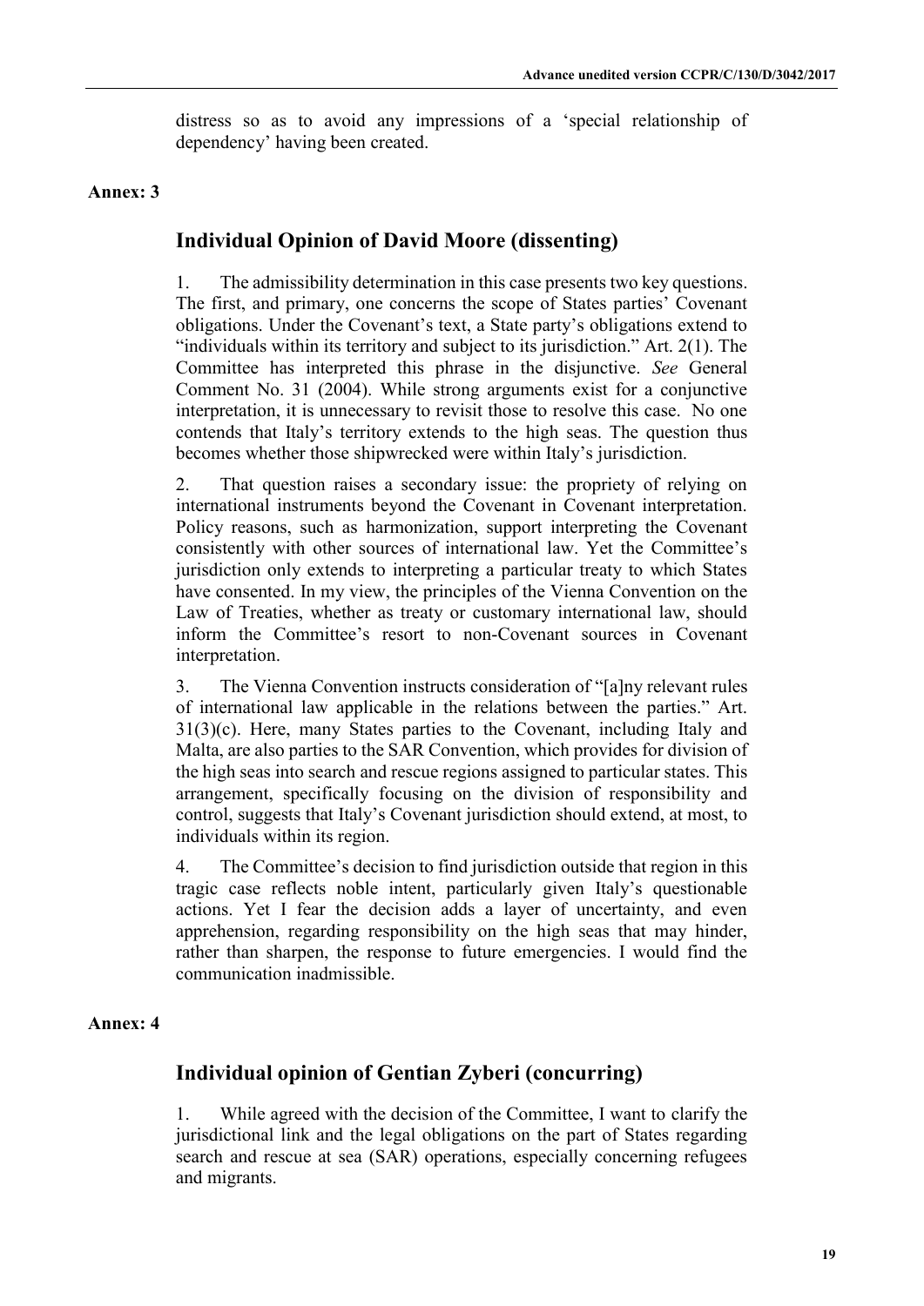distress so as to avoid any impressions of a 'special relationship of dependency' having been created.

**Annex: 3**

## Individual Opinion of David Moore (dissenting)

1. The admissibility determination in this case presents two key questions. The first, and primary, one concerns the scope of States parties' Covenant obligations. Under the Covenant's text, a State party's obligations extend to "individuals within its territory and subject to its jurisdiction." Art. 2(1). The Committee has interpreted this phrase in the disjunctive. *See* General Comment No. 31 (2004). While strong arguments exist for a conjunctive interpretation, it is unnecessary to revisit those to resolve this case. No one contends that Italy's territory extends to the high seas. The question thus becomes whether those shipwrecked were within Italy's jurisdiction.

2. That question raises a secondary issue: the propriety of relying on international instruments beyond the Covenant in Covenant interpretation. Policy reasons, such as harmonization, support interpreting the Covenant consistently with other sources of international law. Yet the Committee's jurisdiction only extends to interpreting a particular treaty to which States have consented. In my view, the principles of the Vienna Convention on the Law of Treaties, whether as treaty or customary international law, should inform the Committee's resort to non-Covenant sources in Covenant interpretation.

3. The Vienna Convention instructs consideration of "[a]ny relevant rules of international law applicable in the relations between the parties." Art. 31(3)(c). Here, many States parties to the Covenant, including Italy and Malta, are also parties to the SAR Convention, which provides for division of the high seas into search and rescue regions assigned to particular states. This arrangement, specifically focusing on the division of responsibility and control, suggests that Italy's Covenant jurisdiction should extend, at most, to individuals within its region.

4. The Committee's decision to find jurisdiction outside that region in this tragic case reflects noble intent, particularly given Italy's questionable actions. Yet I fear the decision adds a layer of uncertainty, and even apprehension, regarding responsibility on the high seas that may hinder, rather than sharpen, the response to future emergencies. I would find the communication inadmissible.

**Annex: 4**

## Individual opinion of Gentian Zyberi (concurring)

1. While agreed with the decision of the Committee, I want to clarify the jurisdictional link and the legal obligations on the part of States regarding search and rescue at sea (SAR) operations, especially concerning refugees and migrants.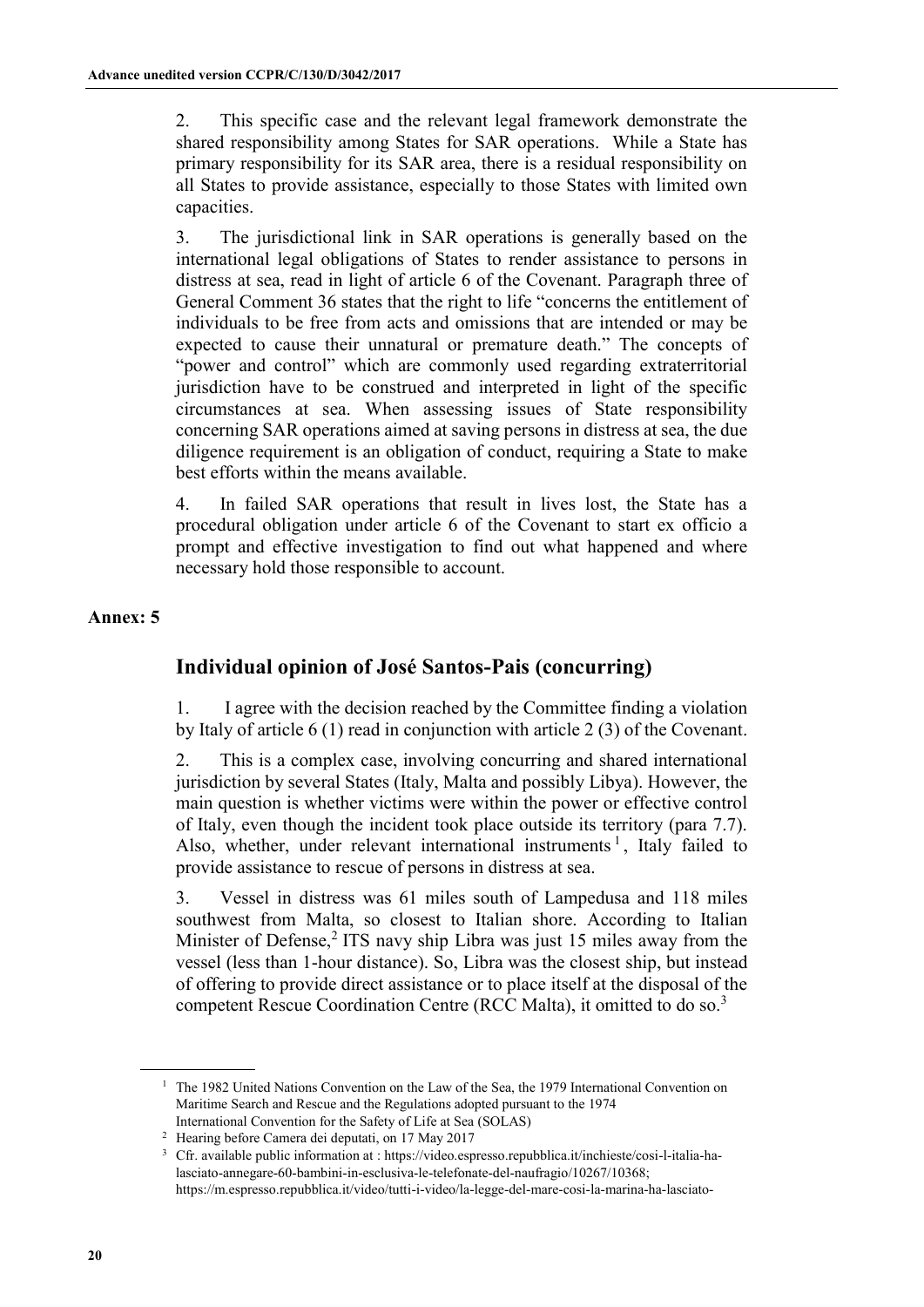2. This specific case and the relevant legal framework demonstrate the shared responsibility among States for SAR operations. While a State has primary responsibility for its SAR area, there is a residual responsibility on all States to provide assistance, especially to those States with limited own capacities.

3. The jurisdictional link in SAR operations is generally based on the international legal obligations of States to render assistance to persons in distress at sea, read in light of article 6 of the Covenant. Paragraph three of General Comment 36 states that the right to life "concerns the entitlement of individuals to be free from acts and omissions that are intended or may be expected to cause their unnatural or premature death." The concepts of "power and control" which are commonly used regarding extraterritorial jurisdiction have to be construed and interpreted in light of the specific circumstances at sea. When assessing issues of State responsibility concerning SAR operations aimed at saving persons in distress at sea, the due diligence requirement is an obligation of conduct, requiring a State to make best efforts within the means available.

4. In failed SAR operations that result in lives lost, the State has a procedural obligation under article 6 of the Covenant to start ex officio a prompt and effective investigation to find out what happened and where necessary hold those responsible to account.

**Annex: 5**

## Individual opinion of José Santos-Pais (concurring)

1. I agree with the decision reached by the Committee finding a violation by Italy of article 6 (1) read in conjunction with article 2 (3) of the Covenant.

2. This is a complex case, involving concurring and shared international jurisdiction by several States (Italy, Malta and possibly Libya). However, the main question is whether victims were within the power or effective control of Italy, even though the incident took place outside its territory (para 7.7). Also, whether, under relevant international instruments [1], Italy failed to provide assistance to rescue of persons in distress at sea.

3. Vessel in distress was 61 miles south of Lampedusa and 118 miles southwest from Malta, so closest to Italian shore. According to Italian Minister of Defense,[2] ITS navy ship Libra was just 15 miles away from the vessel (less than 1-hour distance). So, Libra was the closest ship, but instead of offering to provide direct assistance or to place itself at the disposal of the competent Rescue Coordination Centre (RCC Malta), it omitted to do so.[3]

---

[1] The 1982 United Nations Convention on the Law of the Sea, the 1979 International Convention on Maritime Search and Rescue and the Regulations adopted pursuant to the 1974 International Convention for the Safety of Life at Sea (SOLAS)

[2] Hearing before Camera dei deputati, on 17 May 2017

[3] Cfr. available public information at : https://video.espresso.repubblica.it/inchieste/cosi-l-italia-ha-lasciato-annegare-60-bambini-in-esclusiva-le-telefonate-del-naufragio/10267/10368; https://m.espresso.repubblica.it/video/tutti-i-video/la-legge-del-mare-cosi-la-marina-ha-lasciato-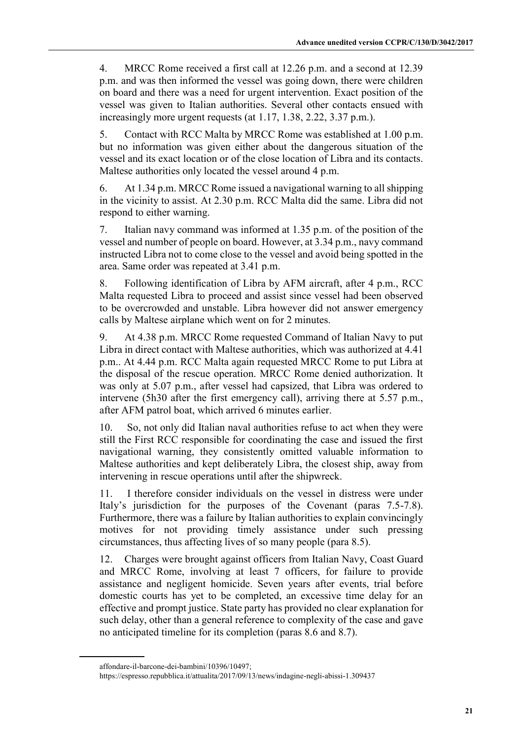4. MRCC Rome received a first call at 12.26 p.m. and a second at 12.39 p.m. and was then informed the vessel was going down, there were children on board and there was a need for urgent intervention. Exact position of the vessel was given to Italian authorities. Several other contacts ensued with increasingly more urgent requests (at 1.17, 1.38, 2.22, 3.37 p.m.).

5. Contact with RCC Malta by MRCC Rome was established at 1.00 p.m. but no information was given either about the dangerous situation of the vessel and its exact location or of the close location of Libra and its contacts. Maltese authorities only located the vessel around 4 p.m.

6. At 1.34 p.m. MRCC Rome issued a navigational warning to all shipping in the vicinity to assist. At 2.30 p.m. RCC Malta did the same. Libra did not respond to either warning.

7. Italian navy command was informed at 1.35 p.m. of the position of the vessel and number of people on board. However, at 3.34 p.m., navy command instructed Libra not to come close to the vessel and avoid being spotted in the area. Same order was repeated at 3.41 p.m.

8. Following identification of Libra by AFM aircraft, after 4 p.m., RCC Malta requested Libra to proceed and assist since vessel had been observed to be overcrowded and unstable. Libra however did not answer emergency calls by Maltese airplane which went on for 2 minutes.

9. At 4.38 p.m. MRCC Rome requested Command of Italian Navy to put Libra in direct contact with Maltese authorities, which was authorized at 4.41 p.m.. At 4.44 p.m. RCC Malta again requested MRCC Rome to put Libra at the disposal of the rescue operation. MRCC Rome denied authorization. It was only at 5.07 p.m., after vessel had capsized, that Libra was ordered to intervene (5h30 after the first emergency call), arriving there at 5.57 p.m., after AFM patrol boat, which arrived 6 minutes earlier.

10. So, not only did Italian naval authorities refuse to act when they were still the First RCC responsible for coordinating the case and issued the first navigational warning, they consistently omitted valuable information to Maltese authorities and kept deliberately Libra, the closest ship, away from intervening in rescue operations until after the shipwreck.

11. I therefore consider individuals on the vessel in distress were under Italy's jurisdiction for the purposes of the Covenant (paras 7.5-7.8). Furthermore, there was a failure by Italian authorities to explain convincingly motives for not providing timely assistance under such pressing circumstances, thus affecting lives of so many people (para 8.5).

12. Charges were brought against officers from Italian Navy, Coast Guard and MRCC Rome, involving at least 7 officers, for failure to provide assistance and negligent homicide. Seven years after events, trial before domestic courts has yet to be completed, an excessive time delay for an effective and prompt justice. State party has provided no clear explanation for such delay, other than a general reference to complexity of the case and gave no anticipated timeline for its completion (paras 8.6 and 8.7).

---

affondare-il-barcone-dei-bambini/10396/10497;

https://espresso.repubblica.it/attualita/2017/09/13/news/indagine-negli-abissi-1.309437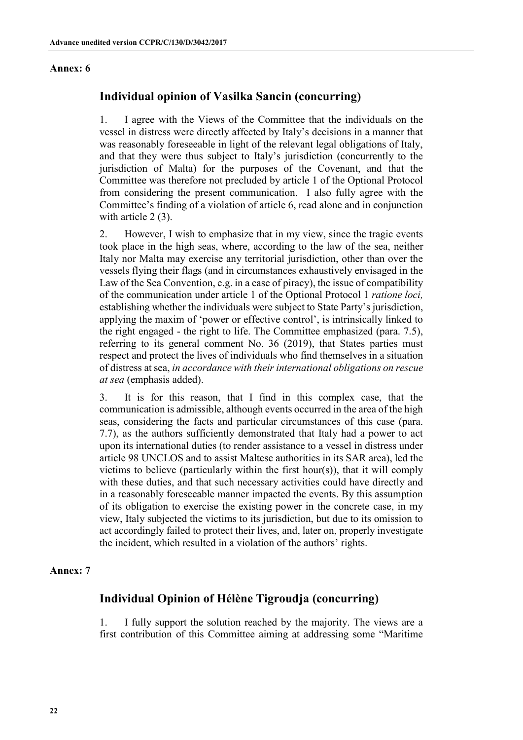**Annex: 6**

## Individual opinion of Vasilka Sancin (concurring)

1. I agree with the Views of the Committee that the individuals on the vessel in distress were directly affected by Italy's decisions in a manner that was reasonably foreseeable in light of the relevant legal obligations of Italy, and that they were thus subject to Italy's jurisdiction (concurrently to the jurisdiction of Malta) for the purposes of the Covenant, and that the Committee was therefore not precluded by article 1 of the Optional Protocol from considering the present communication. I also fully agree with the Committee's finding of a violation of article 6, read alone and in conjunction with article 2 (3).

2. However, I wish to emphasize that in my view, since the tragic events took place in the high seas, where, according to the law of the sea, neither Italy nor Malta may exercise any territorial jurisdiction, other than over the vessels flying their flags (and in circumstances exhaustively envisaged in the Law of the Sea Convention, e.g. in a case of piracy), the issue of compatibility of the communication under article 1 of the Optional Protocol 1 *ratione loci,* establishing whether the individuals were subject to State Party's jurisdiction, applying the maxim of 'power or effective control', is intrinsically linked to the right engaged - the right to life. The Committee emphasized (para. 7.5), referring to its general comment No. 36 (2019), that States parties must respect and protect the lives of individuals who find themselves in a situation of distress at sea, *in accordance with their international obligations on rescue at sea* (emphasis added).

3. It is for this reason, that I find in this complex case, that the communication is admissible, although events occurred in the area of the high seas, considering the facts and particular circumstances of this case (para. 7.7), as the authors sufficiently demonstrated that Italy had a power to act upon its international duties (to render assistance to a vessel in distress under article 98 UNCLOS and to assist Maltese authorities in its SAR area), led the victims to believe (particularly within the first hour(s)), that it will comply with these duties, and that such necessary activities could have directly and in a reasonably foreseeable manner impacted the events. By this assumption of its obligation to exercise the existing power in the concrete case, in my view, Italy subjected the victims to its jurisdiction, but due to its omission to act accordingly failed to protect their lives, and, later on, properly investigate the incident, which resulted in a violation of the authors' rights.

**Annex: 7**

## Individual Opinion of Hélène Tigroudja (concurring)

1. I fully support the solution reached by the majority. The views are a first contribution of this Committee aiming at addressing some "Maritime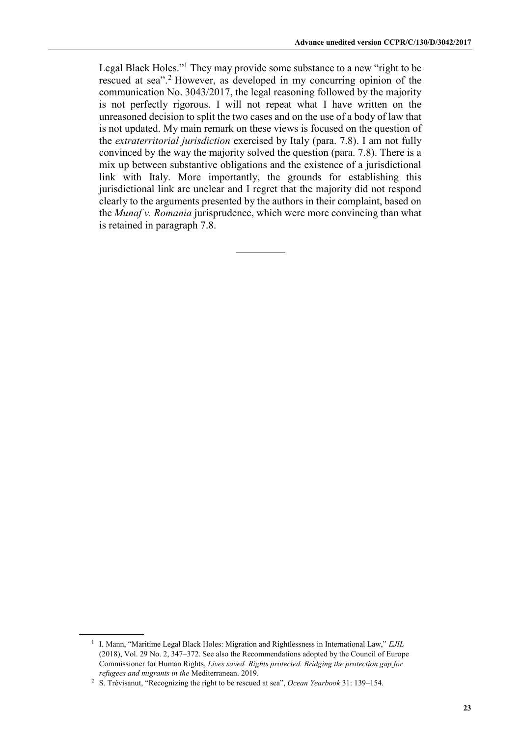Legal Black Holes."[1] They may provide some substance to a new "right to be rescued at sea".[2] However, as developed in my concurring opinion of the communication No. 3043/2017, the legal reasoning followed by the majority is not perfectly rigorous. I will not repeat what I have written on the unreasoned decision to split the two cases and on the use of a body of law that is not updated. My main remark on these views is focused on the question of the *extraterritorial jurisdiction* exercised by Italy (para. 7.8). I am not fully convinced by the way the majority solved the question (para. 7.8). There is a mix up between substantive obligations and the existence of a jurisdictional link with Italy. More importantly, the grounds for establishing this jurisdictional link are unclear and I regret that the majority did not respond clearly to the arguments presented by the authors in their complaint, based on the *Munaf v. Romania* jurisprudence, which were more convincing than what is retained in paragraph 7.8.

---

[1] I. Mann, "Maritime Legal Black Holes: Migration and Rightlessness in International Law," *EJIL* (2018), Vol. 29 No. 2, 347–372. See also the Recommendations adopted by the Council of Europe Commissioner for Human Rights, *Lives saved. Rights protected. Bridging the protection gap for refugees and migrants in the* Mediterranean. 2019.

[2] S. Trévisanut, "Recognizing the right to be rescued at sea", *Ocean Yearbook* 31: 139–154.